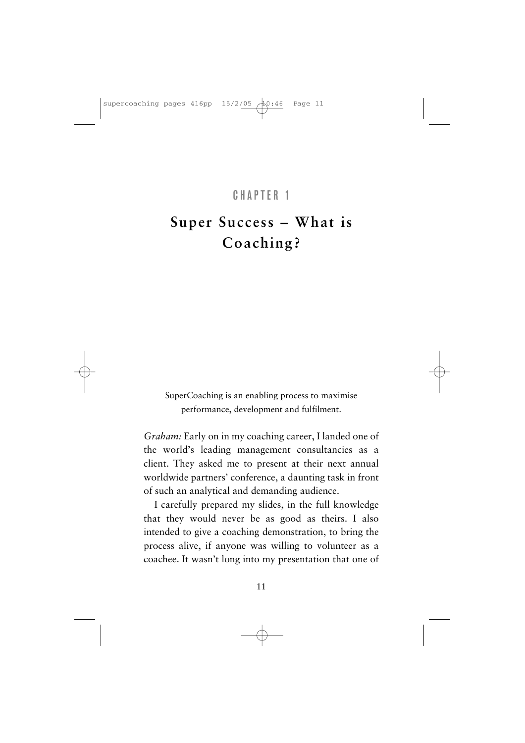# CHAPTER 1

# Super Success – What is Coaching?

SuperCoaching is an enabling process to maximise performance, development and fulfilment.

*Graham:* Early on in my coaching career, I landed one of the world's leading management consultancies as a client. They asked me to present at their next annual worldwide partners' conference, a daunting task in front of such an analytical and demanding audience.

I carefully prepared my slides, in the full knowledge that they would never be as good as theirs. I also intended to give a coaching demonstration, to bring the process alive, if anyone was willing to volunteer as a coachee. It wasn't long into my presentation that one of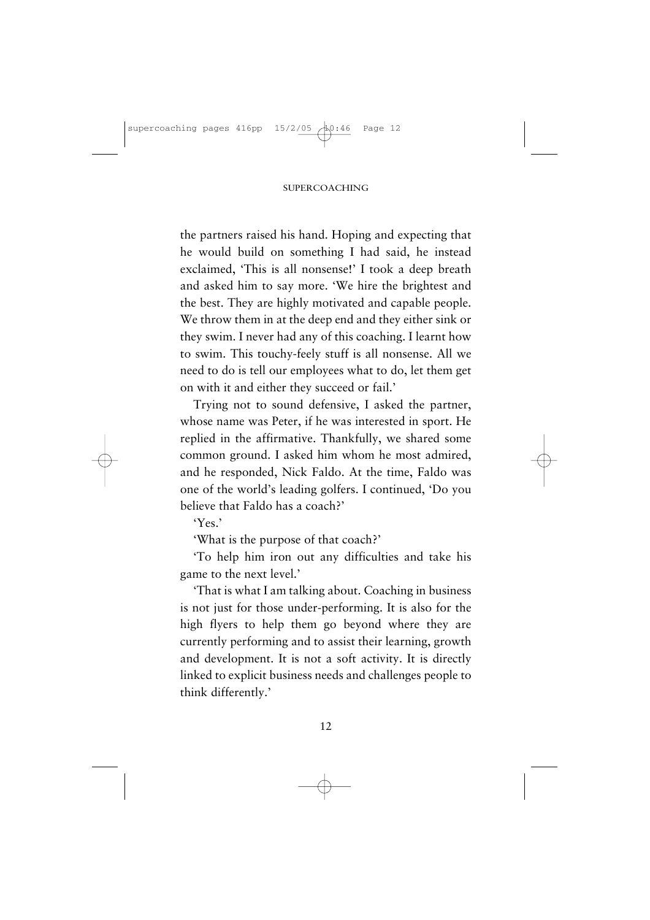the partners raised his hand. Hoping and expecting that he would build on something I had said, he instead exclaimed, 'This is all nonsense!' I took a deep breath and asked him to say more. 'We hire the brightest and the best. They are highly motivated and capable people. We throw them in at the deep end and they either sink or they swim. I never had any of this coaching. I learnt how to swim. This touchy-feely stuff is all nonsense. All we need to do is tell our employees what to do, let them get on with it and either they succeed or fail.'

Trying not to sound defensive, I asked the partner, whose name was Peter, if he was interested in sport. He replied in the affirmative. Thankfully, we shared some common ground. I asked him whom he most admired, and he responded, Nick Faldo. At the time, Faldo was one of the world's leading golfers. I continued, 'Do you believe that Faldo has a coach?'

'Yes.'

'What is the purpose of that coach?'

'To help him iron out any difficulties and take his game to the next level.'

'That is what I am talking about. Coaching in business is not just for those under-performing. It is also for the high flyers to help them go beyond where they are currently performing and to assist their learning, growth and development. It is not a soft activity. It is directly linked to explicit business needs and challenges people to think differently.'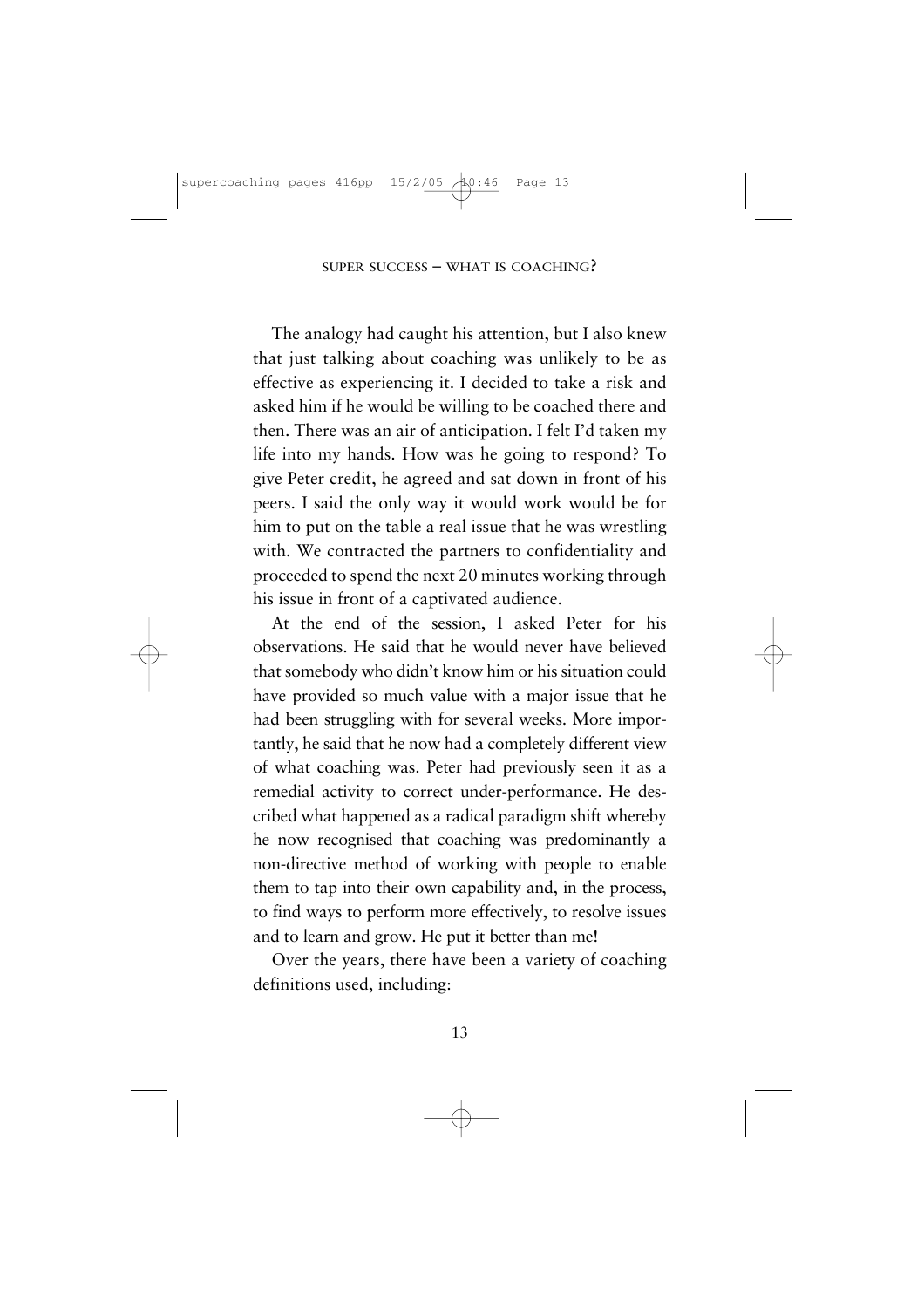The analogy had caught his attention, but I also knew that just talking about coaching was unlikely to be as effective as experiencing it. I decided to take a risk and asked him if he would be willing to be coached there and then. There was an air of anticipation. I felt I'd taken my life into my hands. How was he going to respond? To give Peter credit, he agreed and sat down in front of his peers. I said the only way it would work would be for him to put on the table a real issue that he was wrestling with. We contracted the partners to confidentiality and proceeded to spend the next 20 minutes working through his issue in front of a captivated audience.

At the end of the session, I asked Peter for his observations. He said that he would never have believed that somebody who didn't know him or his situation could have provided so much value with a major issue that he had been struggling with for several weeks. More importantly, he said that he now had a completely different view of what coaching was. Peter had previously seen it as a remedial activity to correct under-performance. He described what happened as a radical paradigm shift whereby he now recognised that coaching was predominantly a non-directive method of working with people to enable them to tap into their own capability and, in the process, to find ways to perform more effectively, to resolve issues and to learn and grow. He put it better than me!

Over the years, there have been a variety of coaching definitions used, including: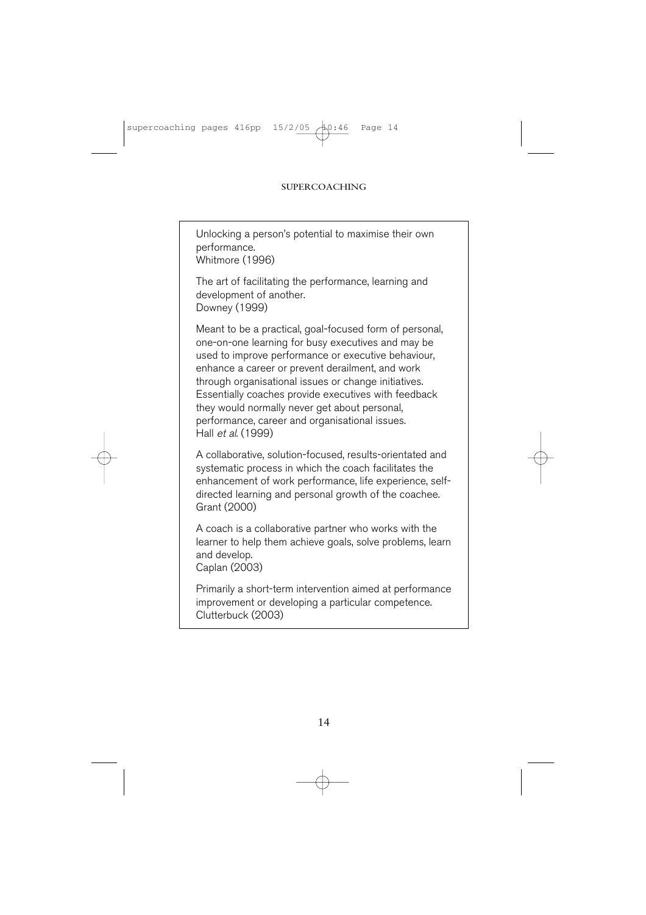Unlocking a person's potential to maximise their own performance.
Whitmore (1996)

The art of facilitating the performance, learning and development of another.
Downey (1999)

Meant to be a practical, goal-focused form of personal, one-on-one learning for busy executives and may be used to improve performance or executive behaviour, enhance a career or prevent derailment, and work through organisational issues or change initiatives. Essentially coaches provide executives with feedback they would normally never get about personal, performance, career and organisational issues.
Hall *et al.* (1999)

A collaborative, solution-focused, results-orientated and systematic process in which the coach facilitates the enhancement of work performance, life experience, self-directed learning and personal growth of the coachee.
Grant (2000)

A coach is a collaborative partner who works with the learner to help them achieve goals, solve problems, learn and develop.
Caplan (2003)

Primarily a short-term intervention aimed at performance improvement or developing a particular competence.
Clutterbuck (2003)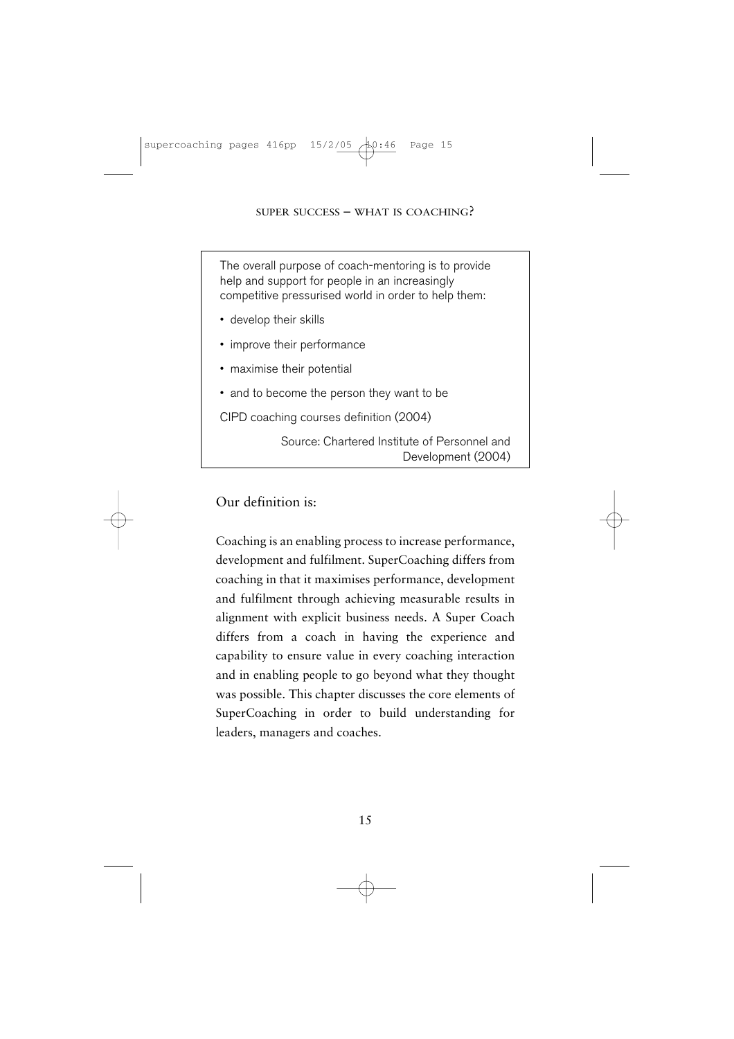> The overall purpose of coach-mentoring is to provide help and support for people in an increasingly competitive pressurised world in order to help them:
>
> - develop their skills
> - improve their performance
> - maximise their potential
> - and to become the person they want to be
>
> CIPD coaching courses definition (2004)
>
> Source: Chartered Institute of Personnel and Development (2004)

Our definition is:

Coaching is an enabling process to increase performance, development and fulfilment. SuperCoaching differs from coaching in that it maximises performance, development and fulfilment through achieving measurable results in alignment with explicit business needs. A Super Coach differs from a coach in having the experience and capability to ensure value in every coaching interaction and in enabling people to go beyond what they thought was possible. This chapter discusses the core elements of SuperCoaching in order to build understanding for leaders, managers and coaches.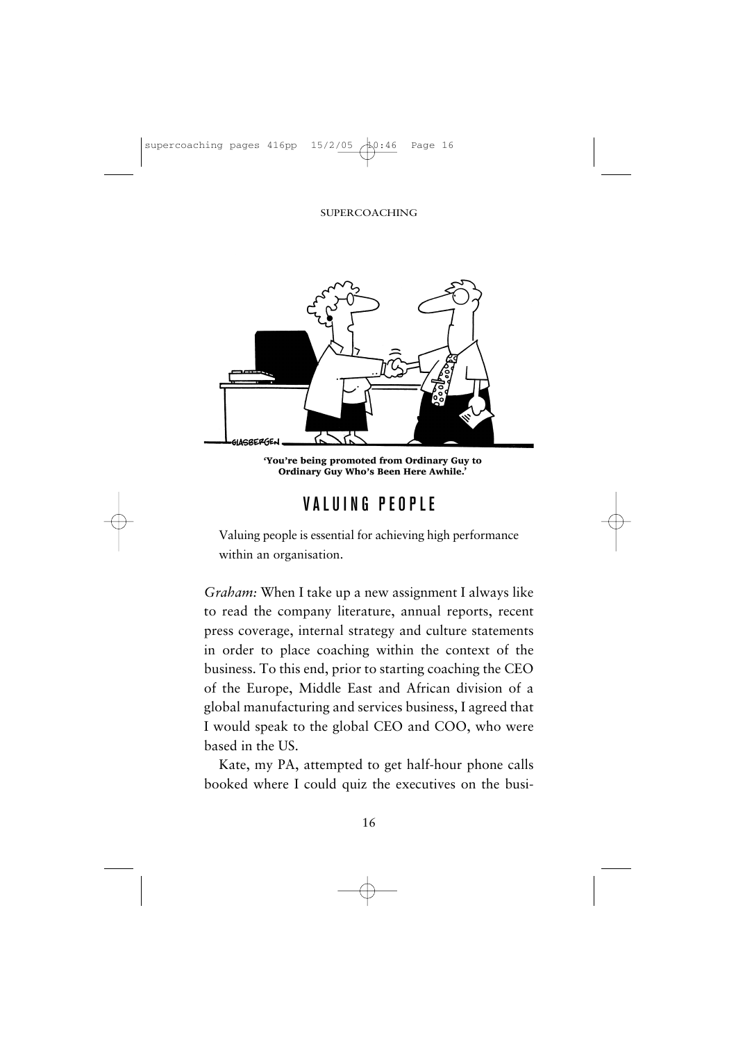'You're being promoted from Ordinary Guy to Ordinary Guy Who's Been Here Awhile.'

## VALUING PEOPLE

Valuing people is essential for achieving high performance within an organisation.

*Graham:* When I take up a new assignment I always like to read the company literature, annual reports, recent press coverage, internal strategy and culture statements in order to place coaching within the context of the business. To this end, prior to starting coaching the CEO of the Europe, Middle East and African division of a global manufacturing and services business, I agreed that I would speak to the global CEO and COO, who were based in the US.

Kate, my PA, attempted to get half-hour phone calls booked where I could quiz the executives on the busi-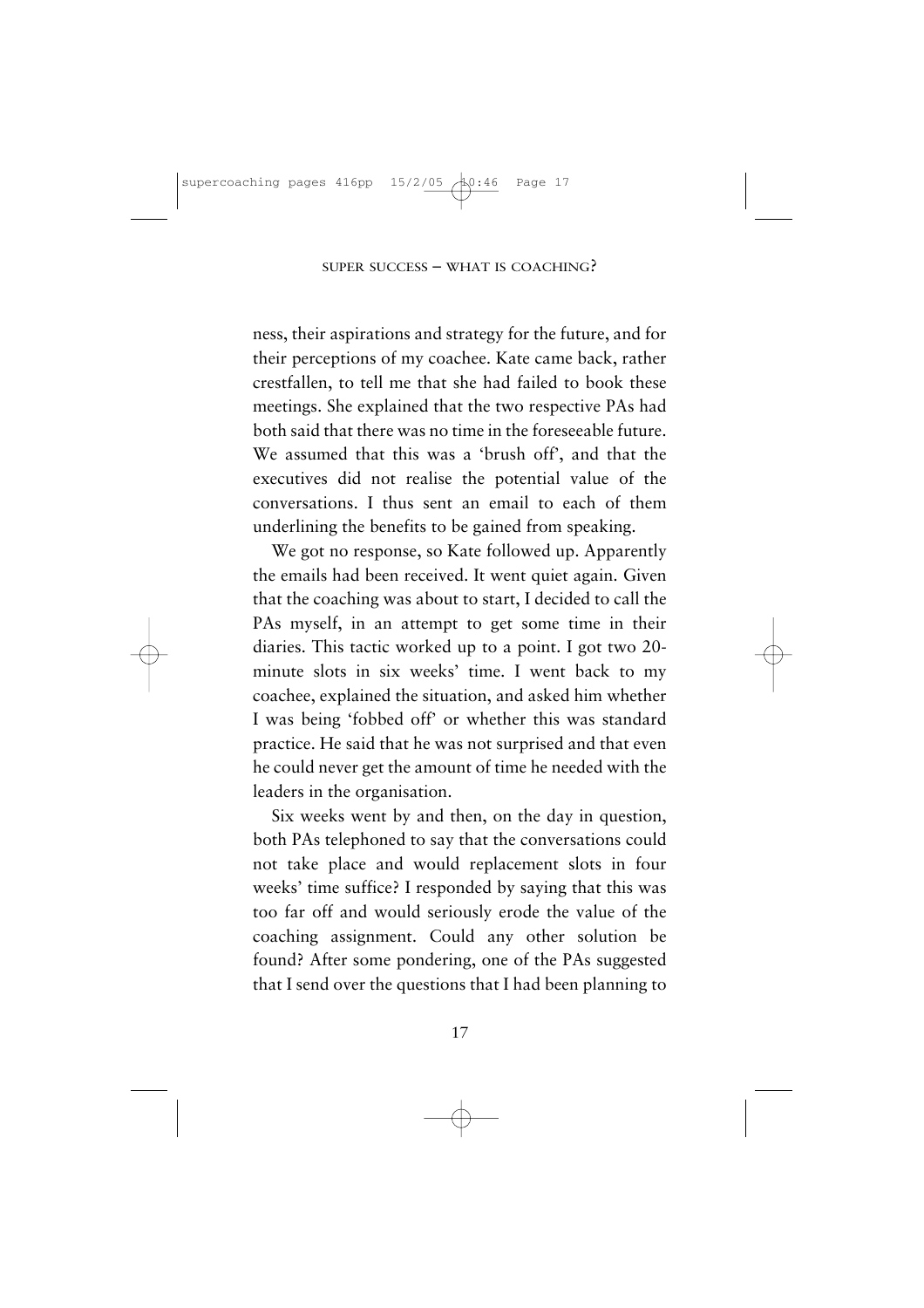ness, their aspirations and strategy for the future, and for their perceptions of my coachee. Kate came back, rather crestfallen, to tell me that she had failed to book these meetings. She explained that the two respective PAs had both said that there was no time in the foreseeable future. We assumed that this was a 'brush off', and that the executives did not realise the potential value of the conversations. I thus sent an email to each of them underlining the benefits to be gained from speaking.

We got no response, so Kate followed up. Apparently the emails had been received. It went quiet again. Given that the coaching was about to start, I decided to call the PAs myself, in an attempt to get some time in their diaries. This tactic worked up to a point. I got two 20-minute slots in six weeks' time. I went back to my coachee, explained the situation, and asked him whether I was being 'fobbed off' or whether this was standard practice. He said that he was not surprised and that even he could never get the amount of time he needed with the leaders in the organisation.

Six weeks went by and then, on the day in question, both PAs telephoned to say that the conversations could not take place and would replacement slots in four weeks' time suffice? I responded by saying that this was too far off and would seriously erode the value of the coaching assignment. Could any other solution be found? After some pondering, one of the PAs suggested that I send over the questions that I had been planning to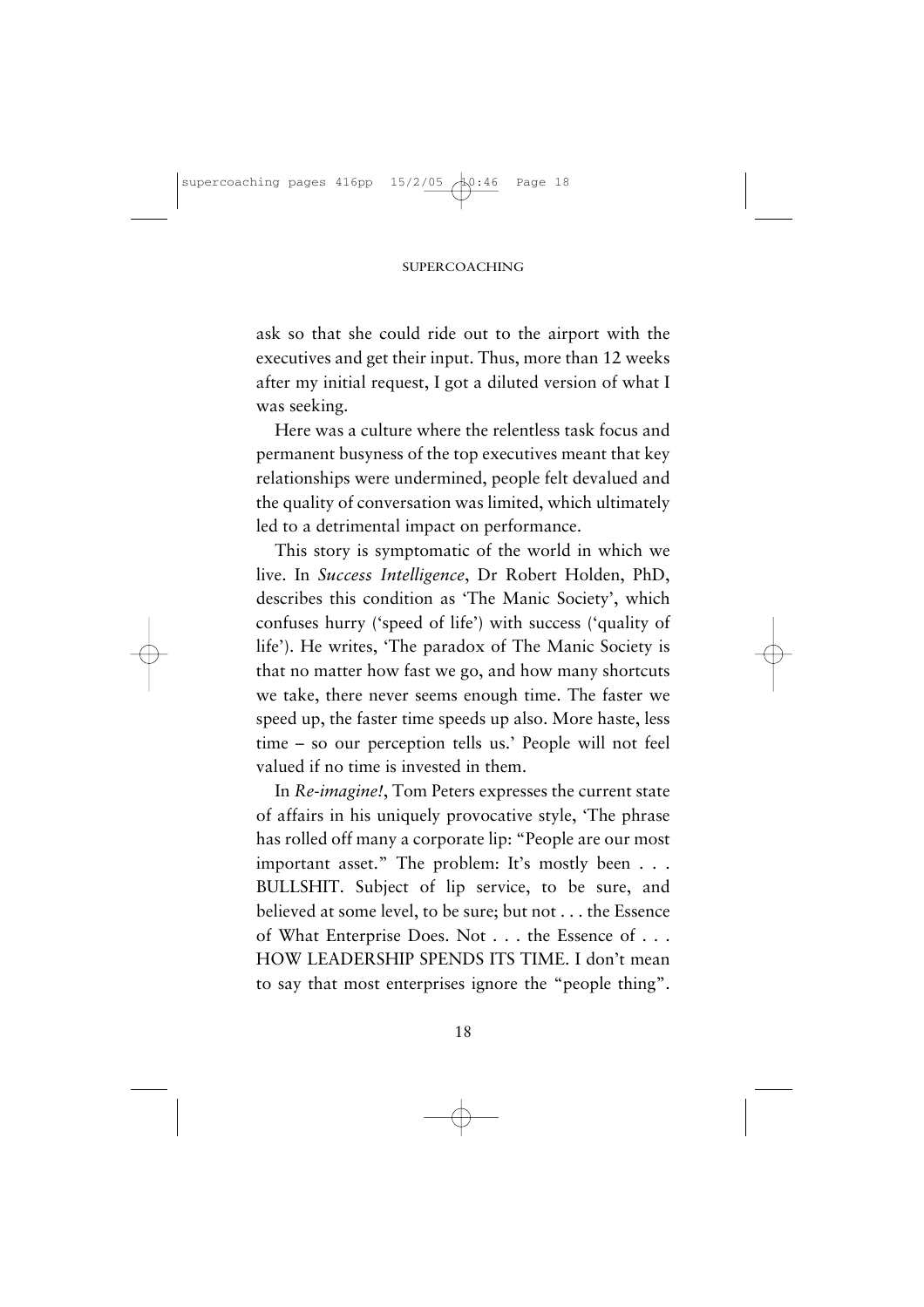ask so that she could ride out to the airport with the executives and get their input. Thus, more than 12 weeks after my initial request, I got a diluted version of what I was seeking.

Here was a culture where the relentless task focus and permanent busyness of the top executives meant that key relationships were undermined, people felt devalued and the quality of conversation was limited, which ultimately led to a detrimental impact on performance.

This story is symptomatic of the world in which we live. In *Success Intelligence*, Dr Robert Holden, PhD, describes this condition as 'The Manic Society', which confuses hurry ('speed of life') with success ('quality of life'). He writes, 'The paradox of The Manic Society is that no matter how fast we go, and how many shortcuts we take, there never seems enough time. The faster we speed up, the faster time speeds up also. More haste, less time – so our perception tells us.' People will not feel valued if no time is invested in them.

In *Re-imagine!*, Tom Peters expresses the current state of affairs in his uniquely provocative style, 'The phrase has rolled off many a corporate lip: "People are our most important asset." The problem: It's mostly been . . . BULLSHIT. Subject of lip service, to be sure, and believed at some level, to be sure; but not . . . the Essence of What Enterprise Does. Not . . . the Essence of . . . HOW LEADERSHIP SPENDS ITS TIME. I don't mean to say that most enterprises ignore the "people thing".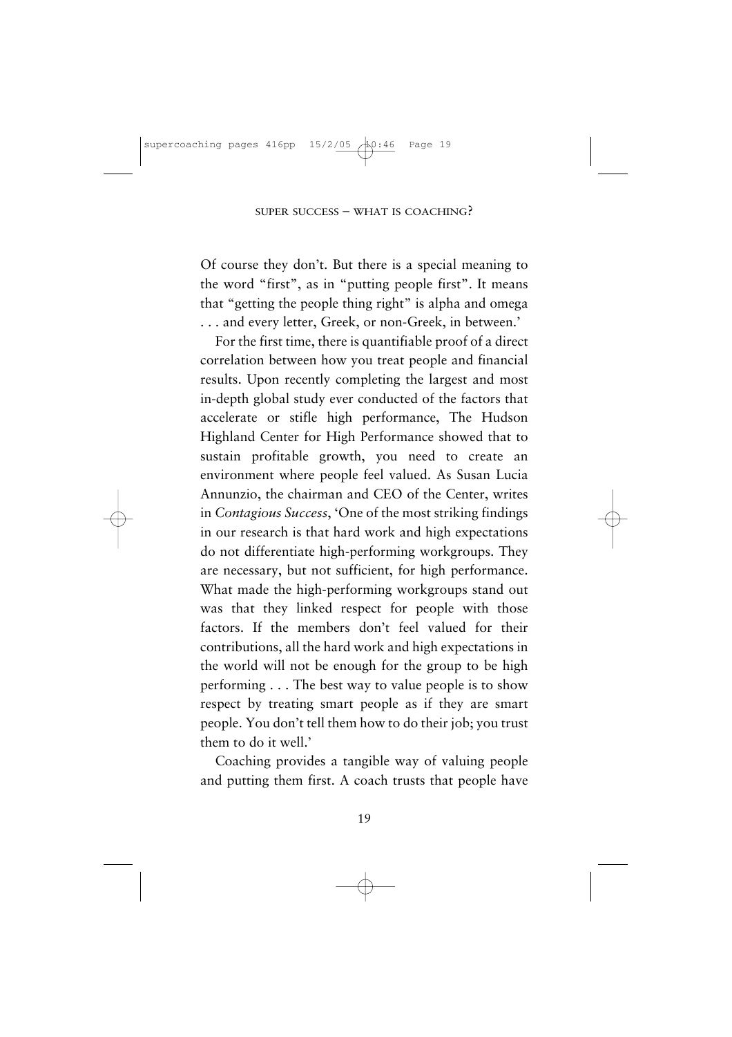Of course they don't. But there is a special meaning to the word "first", as in "putting people first". It means that "getting the people thing right" is alpha and omega . . . and every letter, Greek, or non-Greek, in between.'

For the first time, there is quantifiable proof of a direct correlation between how you treat people and financial results. Upon recently completing the largest and most in-depth global study ever conducted of the factors that accelerate or stifle high performance, The Hudson Highland Center for High Performance showed that to sustain profitable growth, you need to create an environment where people feel valued. As Susan Lucia Annunzio, the chairman and CEO of the Center, writes in *Contagious Success*, 'One of the most striking findings in our research is that hard work and high expectations do not differentiate high-performing workgroups. They are necessary, but not sufficient, for high performance. What made the high-performing workgroups stand out was that they linked respect for people with those factors. If the members don't feel valued for their contributions, all the hard work and high expectations in the world will not be enough for the group to be high performing . . . The best way to value people is to show respect by treating smart people as if they are smart people. You don't tell them how to do their job; you trust them to do it well.'

Coaching provides a tangible way of valuing people and putting them first. A coach trusts that people have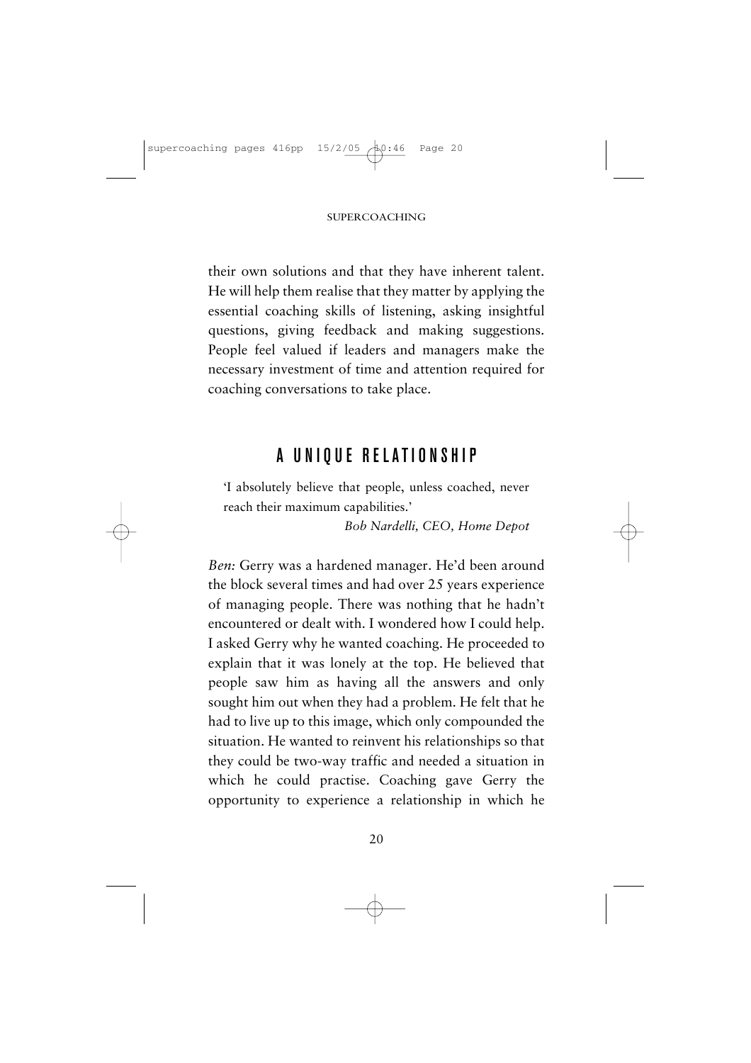their own solutions and that they have inherent talent. He will help them realise that they matter by applying the essential coaching skills of listening, asking insightful questions, giving feedback and making suggestions. People feel valued if leaders and managers make the necessary investment of time and attention required for coaching conversations to take place.

## A UNIQUE RELATIONSHIP

> 'I absolutely believe that people, unless coached, never reach their maximum capabilities.'
>
> *Bob Nardelli, CEO, Home Depot*

*Ben:* Gerry was a hardened manager. He'd been around the block several times and had over 25 years experience of managing people. There was nothing that he hadn't encountered or dealt with. I wondered how I could help. I asked Gerry why he wanted coaching. He proceeded to explain that it was lonely at the top. He believed that people saw him as having all the answers and only sought him out when they had a problem. He felt that he had to live up to this image, which only compounded the situation. He wanted to reinvent his relationships so that they could be two-way traffic and needed a situation in which he could practise. Coaching gave Gerry the opportunity to experience a relationship in which he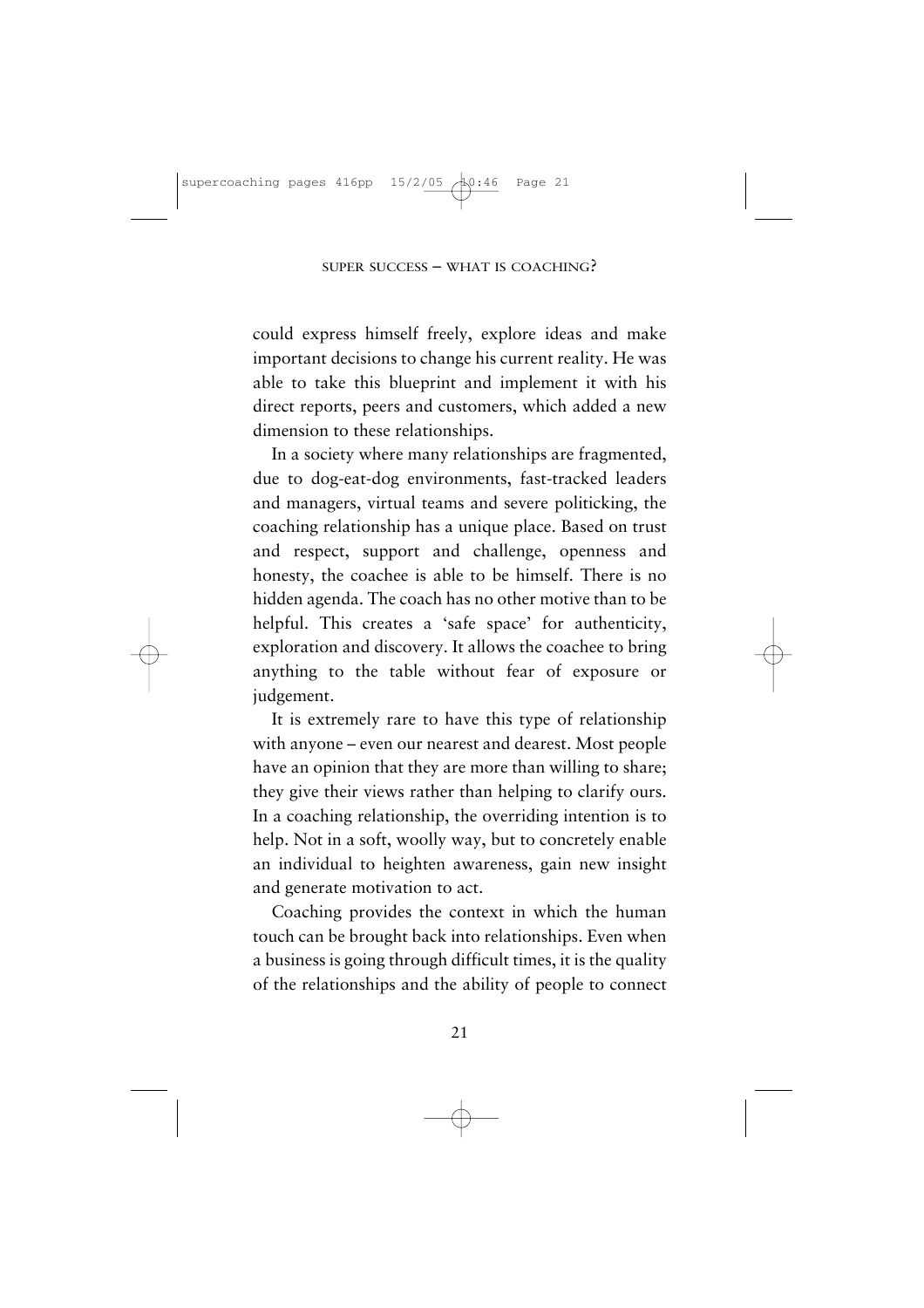could express himself freely, explore ideas and make important decisions to change his current reality. He was able to take this blueprint and implement it with his direct reports, peers and customers, which added a new dimension to these relationships.

In a society where many relationships are fragmented, due to dog-eat-dog environments, fast-tracked leaders and managers, virtual teams and severe politicking, the coaching relationship has a unique place. Based on trust and respect, support and challenge, openness and honesty, the coachee is able to be himself. There is no hidden agenda. The coach has no other motive than to be helpful. This creates a 'safe space' for authenticity, exploration and discovery. It allows the coachee to bring anything to the table without fear of exposure or judgement.

It is extremely rare to have this type of relationship with anyone – even our nearest and dearest. Most people have an opinion that they are more than willing to share; they give their views rather than helping to clarify ours. In a coaching relationship, the overriding intention is to help. Not in a soft, woolly way, but to concretely enable an individual to heighten awareness, gain new insight and generate motivation to act.

Coaching provides the context in which the human touch can be brought back into relationships. Even when a business is going through difficult times, it is the quality of the relationships and the ability of people to connect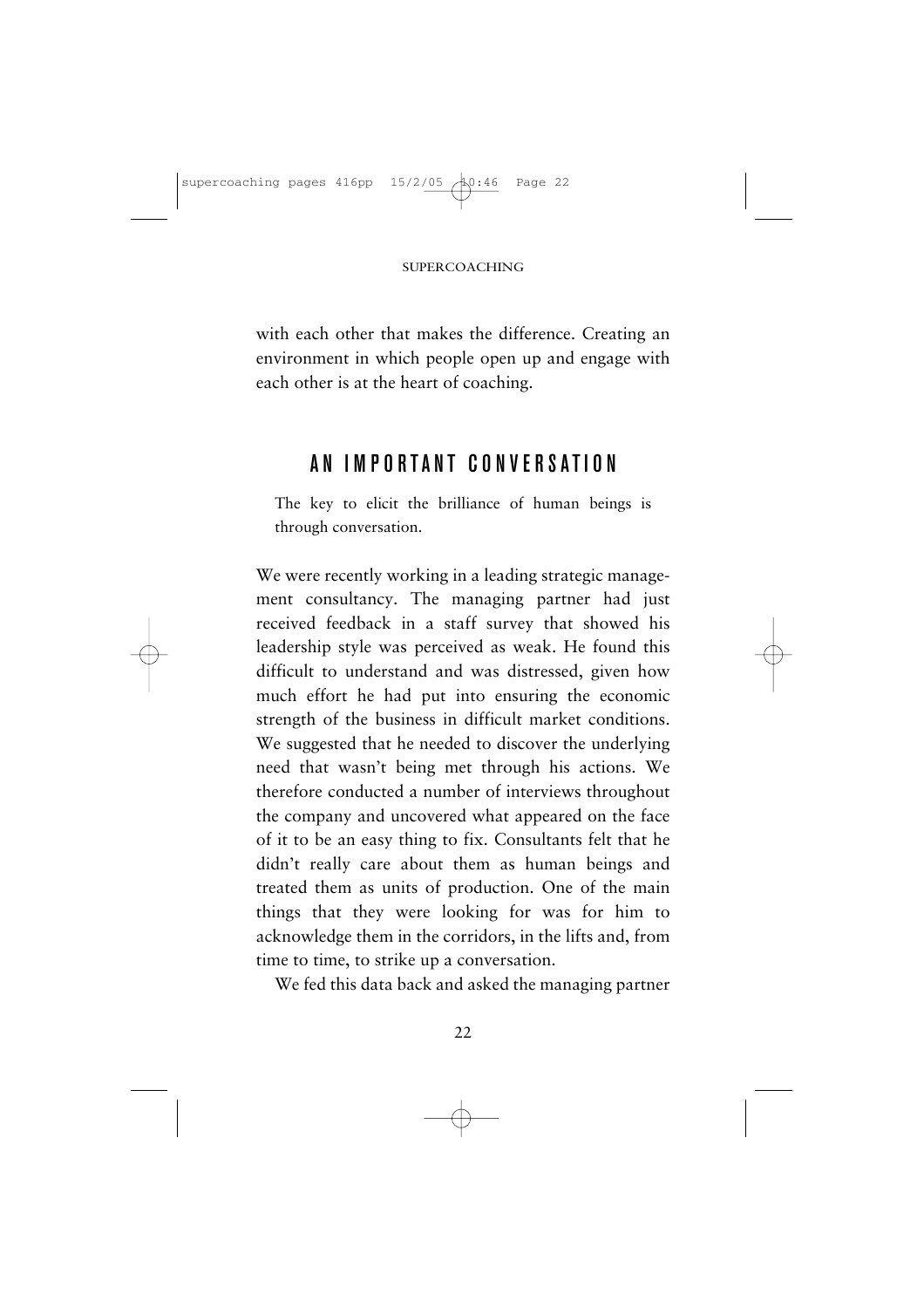with each other that makes the difference. Creating an environment in which people open up and engage with each other is at the heart of coaching.

## AN IMPORTANT CONVERSATION

> The key to elicit the brilliance of human beings is through conversation.

We were recently working in a leading strategic management consultancy. The managing partner had just received feedback in a staff survey that showed his leadership style was perceived as weak. He found this difficult to understand and was distressed, given how much effort he had put into ensuring the economic strength of the business in difficult market conditions. We suggested that he needed to discover the underlying need that wasn't being met through his actions. We therefore conducted a number of interviews throughout the company and uncovered what appeared on the face of it to be an easy thing to fix. Consultants felt that he didn't really care about them as human beings and treated them as units of production. One of the main things that they were looking for was for him to acknowledge them in the corridors, in the lifts and, from time to time, to strike up a conversation.

We fed this data back and asked the managing partner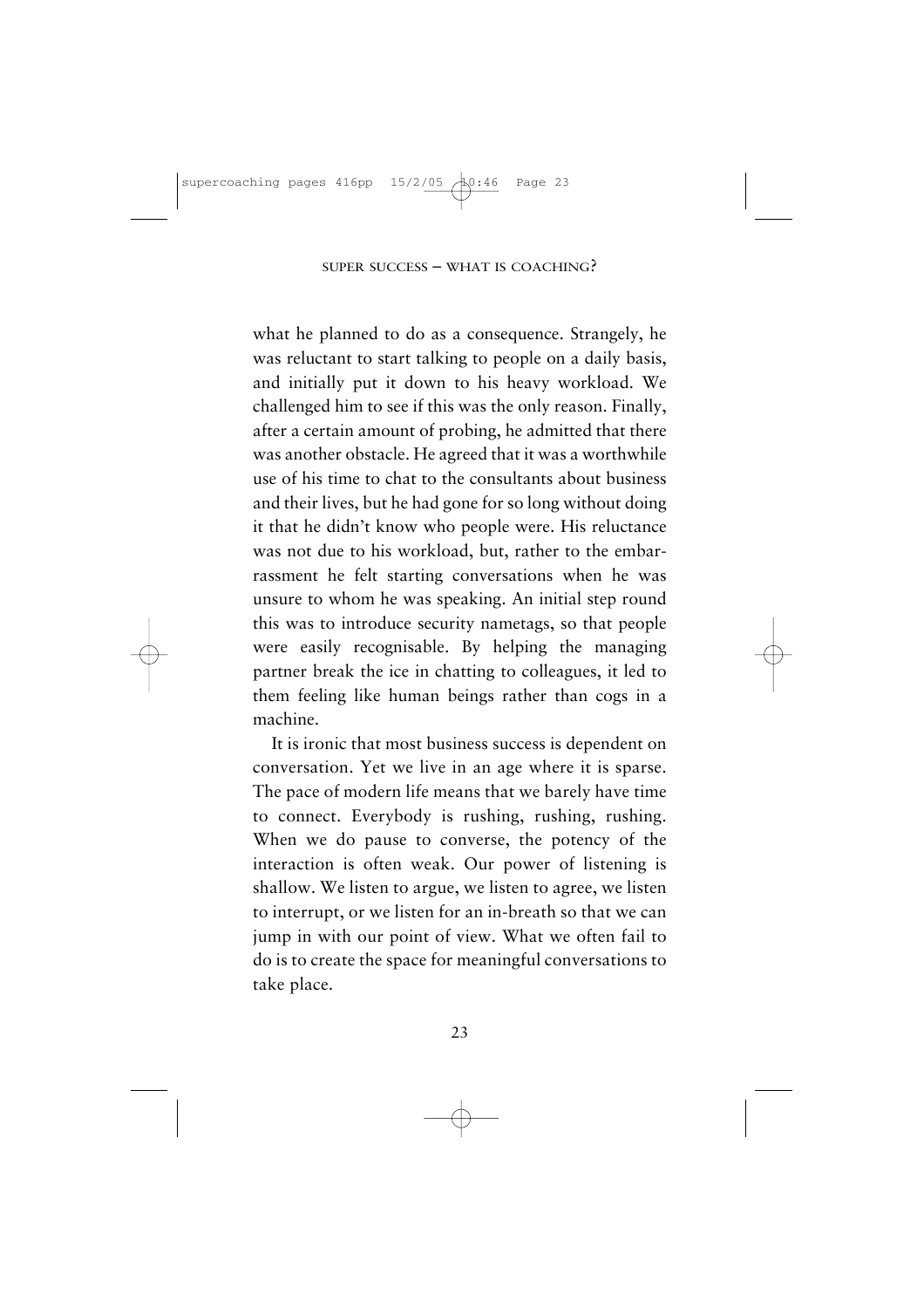what he planned to do as a consequence. Strangely, he was reluctant to start talking to people on a daily basis, and initially put it down to his heavy workload. We challenged him to see if this was the only reason. Finally, after a certain amount of probing, he admitted that there was another obstacle. He agreed that it was a worthwhile use of his time to chat to the consultants about business and their lives, but he had gone for so long without doing it that he didn't know who people were. His reluctance was not due to his workload, but, rather to the embarrassment he felt starting conversations when he was unsure to whom he was speaking. An initial step round this was to introduce security nametags, so that people were easily recognisable. By helping the managing partner break the ice in chatting to colleagues, it led to them feeling like human beings rather than cogs in a machine.

It is ironic that most business success is dependent on conversation. Yet we live in an age where it is sparse. The pace of modern life means that we barely have time to connect. Everybody is rushing, rushing, rushing. When we do pause to converse, the potency of the interaction is often weak. Our power of listening is shallow. We listen to argue, we listen to agree, we listen to interrupt, or we listen for an in-breath so that we can jump in with our point of view. What we often fail to do is to create the space for meaningful conversations to take place.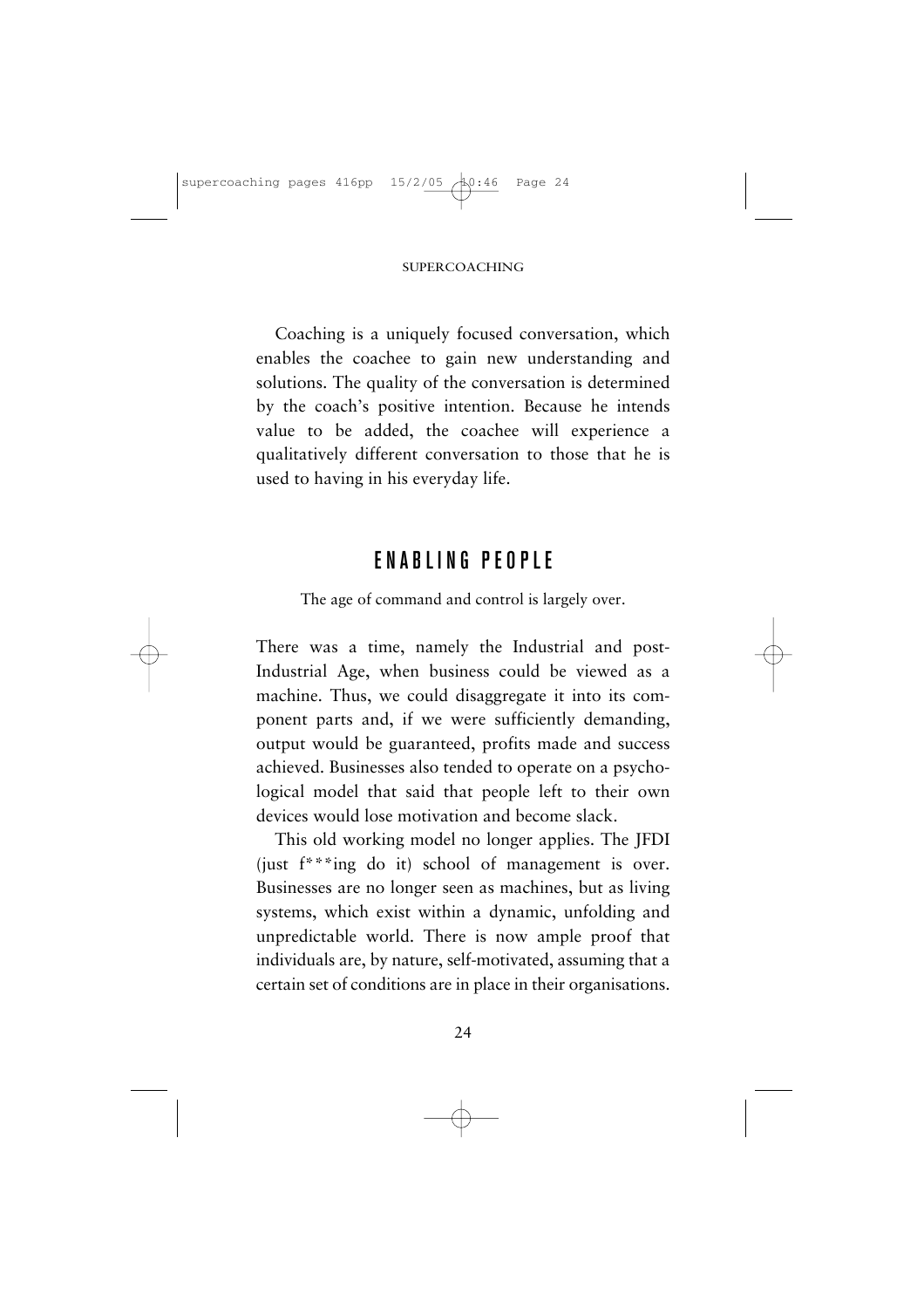Coaching is a uniquely focused conversation, which enables the coachee to gain new understanding and solutions. The quality of the conversation is determined by the coach's positive intention. Because he intends value to be added, the coachee will experience a qualitatively different conversation to those that he is used to having in his everyday life.

## ENABLING PEOPLE

The age of command and control is largely over.

There was a time, namely the Industrial and post-Industrial Age, when business could be viewed as a machine. Thus, we could disaggregate it into its component parts and, if we were sufficiently demanding, output would be guaranteed, profits made and success achieved. Businesses also tended to operate on a psychological model that said that people left to their own devices would lose motivation and become slack.

This old working model no longer applies. The JFDI (just f***ing do it) school of management is over. Businesses are no longer seen as machines, but as living systems, which exist within a dynamic, unfolding and unpredictable world. There is now ample proof that individuals are, by nature, self-motivated, assuming that a certain set of conditions are in place in their organisations.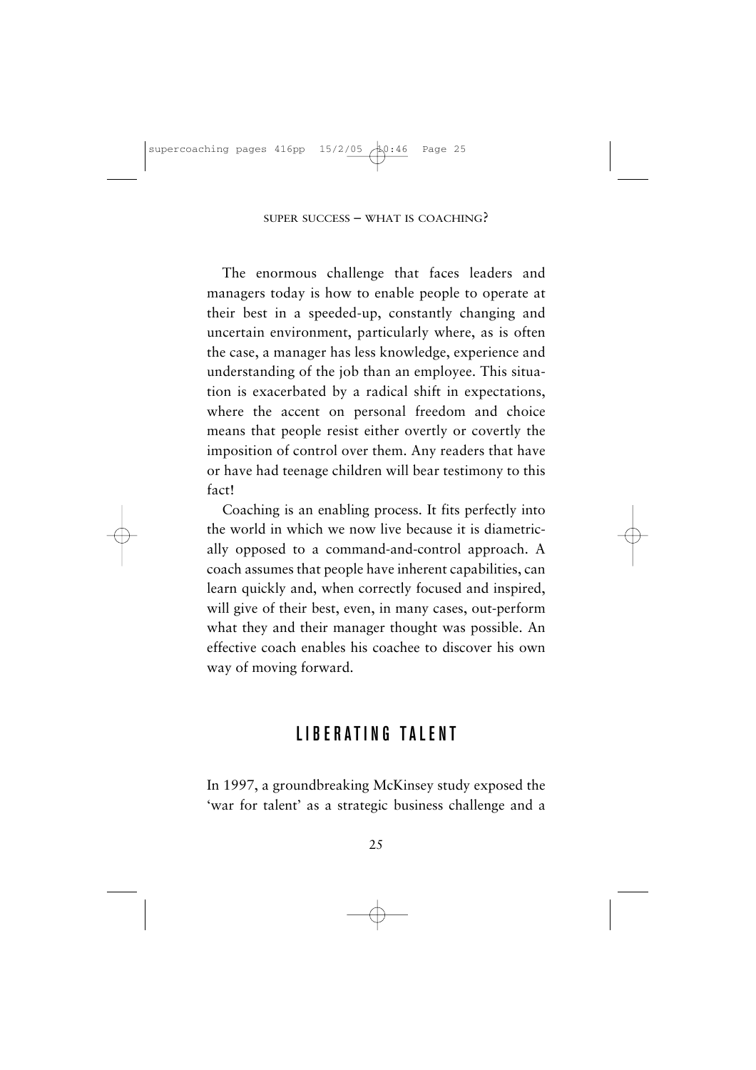The enormous challenge that faces leaders and managers today is how to enable people to operate at their best in a speeded-up, constantly changing and uncertain environment, particularly where, as is often the case, a manager has less knowledge, experience and understanding of the job than an employee. This situation is exacerbated by a radical shift in expectations, where the accent on personal freedom and choice means that people resist either overtly or covertly the imposition of control over them. Any readers that have or have had teenage children will bear testimony to this fact!

Coaching is an enabling process. It fits perfectly into the world in which we now live because it is diametrically opposed to a command-and-control approach. A coach assumes that people have inherent capabilities, can learn quickly and, when correctly focused and inspired, will give of their best, even, in many cases, out-perform what they and their manager thought was possible. An effective coach enables his coachee to discover his own way of moving forward.

## LIBERATING TALENT

In 1997, a groundbreaking McKinsey study exposed the 'war for talent' as a strategic business challenge and a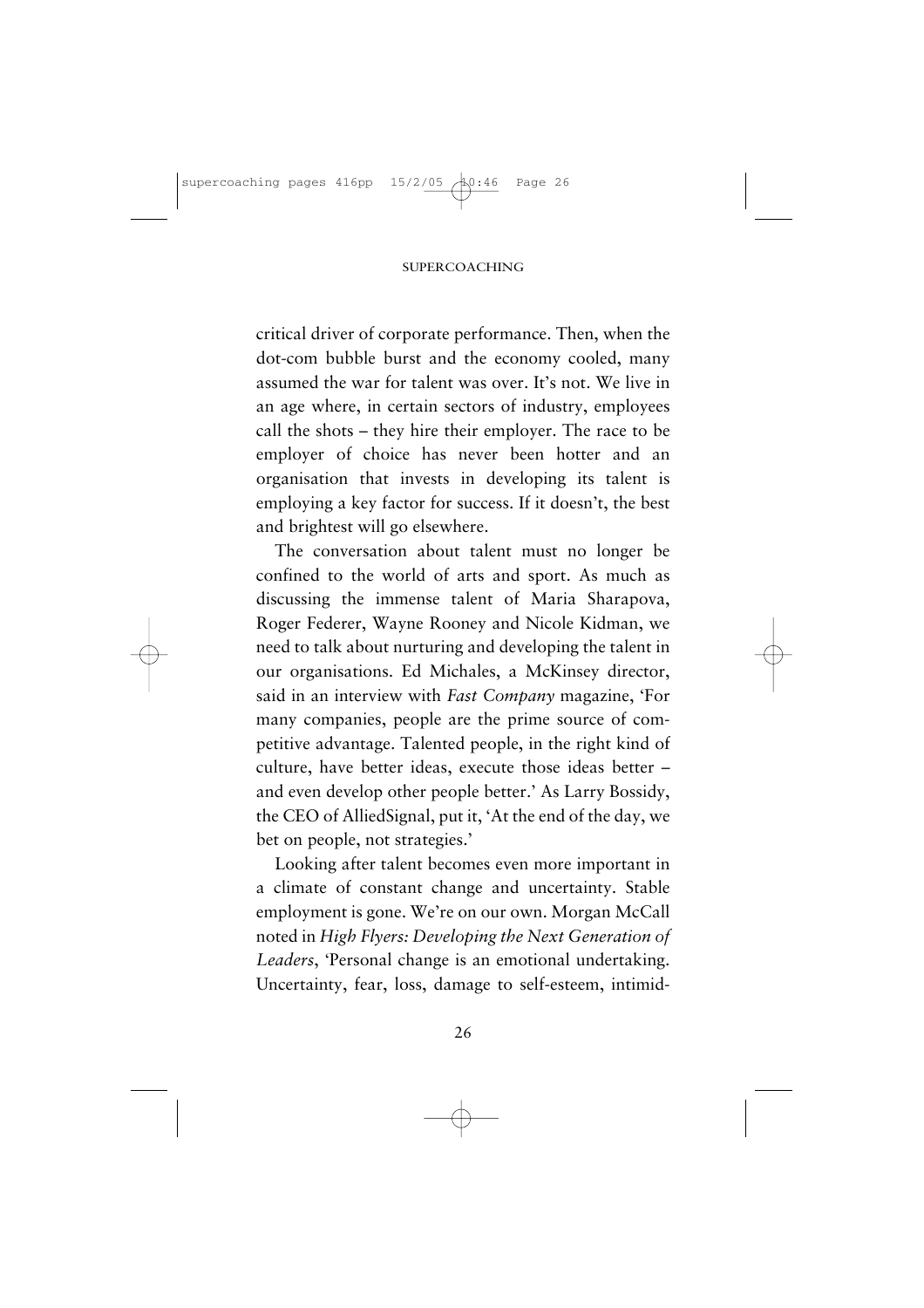critical driver of corporate performance. Then, when the dot-com bubble burst and the economy cooled, many assumed the war for talent was over. It's not. We live in an age where, in certain sectors of industry, employees call the shots – they hire their employer. The race to be employer of choice has never been hotter and an organisation that invests in developing its talent is employing a key factor for success. If it doesn't, the best and brightest will go elsewhere.

The conversation about talent must no longer be confined to the world of arts and sport. As much as discussing the immense talent of Maria Sharapova, Roger Federer, Wayne Rooney and Nicole Kidman, we need to talk about nurturing and developing the talent in our organisations. Ed Michales, a McKinsey director, said in an interview with *Fast Company* magazine, 'For many companies, people are the prime source of competitive advantage. Talented people, in the right kind of culture, have better ideas, execute those ideas better – and even develop other people better.' As Larry Bossidy, the CEO of AlliedSignal, put it, 'At the end of the day, we bet on people, not strategies.'

Looking after talent becomes even more important in a climate of constant change and uncertainty. Stable employment is gone. We're on our own. Morgan McCall noted in *High Flyers: Developing the Next Generation of Leaders*, 'Personal change is an emotional undertaking. Uncertainty, fear, loss, damage to self-esteem, intimid-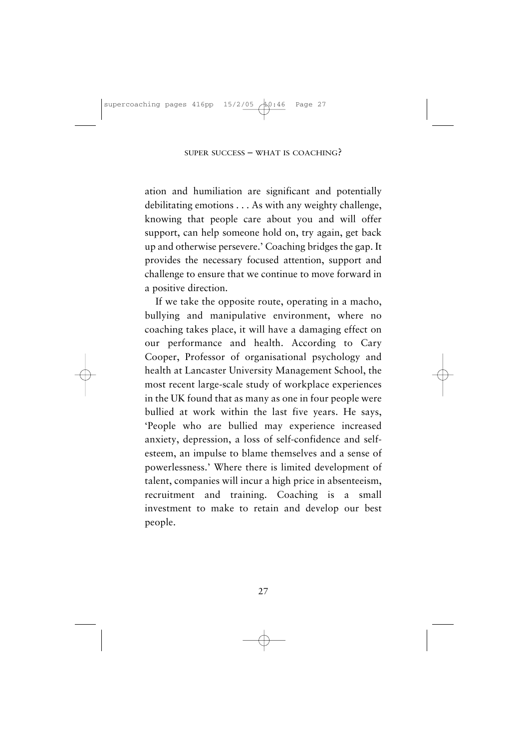ation and humiliation are significant and potentially debilitating emotions . . . As with any weighty challenge, knowing that people care about you and will offer support, can help someone hold on, try again, get back up and otherwise persevere.' Coaching bridges the gap. It provides the necessary focused attention, support and challenge to ensure that we continue to move forward in a positive direction.

If we take the opposite route, operating in a macho, bullying and manipulative environment, where no coaching takes place, it will have a damaging effect on our performance and health. According to Cary Cooper, Professor of organisational psychology and health at Lancaster University Management School, the most recent large-scale study of workplace experiences in the UK found that as many as one in four people were bullied at work within the last five years. He says, 'People who are bullied may experience increased anxiety, depression, a loss of self-confidence and self-esteem, an impulse to blame themselves and a sense of powerlessness.' Where there is limited development of talent, companies will incur a high price in absenteeism, recruitment and training. Coaching is a small investment to make to retain and develop our best people.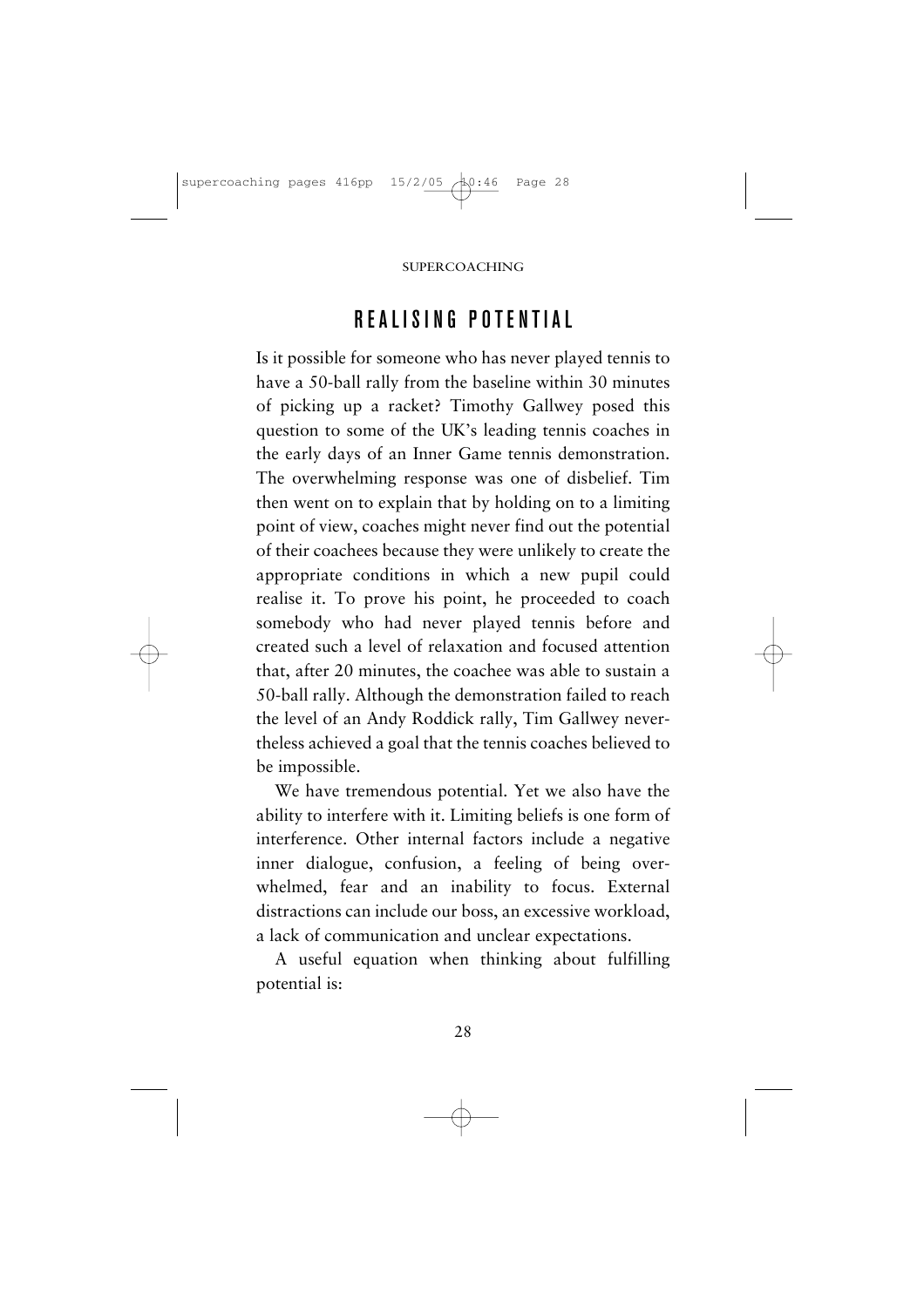## REALISING POTENTIAL

Is it possible for someone who has never played tennis to have a 50-ball rally from the baseline within 30 minutes of picking up a racket? Timothy Gallwey posed this question to some of the UK's leading tennis coaches in the early days of an Inner Game tennis demonstration. The overwhelming response was one of disbelief. Tim then went on to explain that by holding on to a limiting point of view, coaches might never find out the potential of their coachees because they were unlikely to create the appropriate conditions in which a new pupil could realise it. To prove his point, he proceeded to coach somebody who had never played tennis before and created such a level of relaxation and focused attention that, after 20 minutes, the coachee was able to sustain a 50-ball rally. Although the demonstration failed to reach the level of an Andy Roddick rally, Tim Gallwey nevertheless achieved a goal that the tennis coaches believed to be impossible.

We have tremendous potential. Yet we also have the ability to interfere with it. Limiting beliefs is one form of interference. Other internal factors include a negative inner dialogue, confusion, a feeling of being overwhelmed, fear and an inability to focus. External distractions can include our boss, an excessive workload, a lack of communication and unclear expectations.

A useful equation when thinking about fulfilling potential is: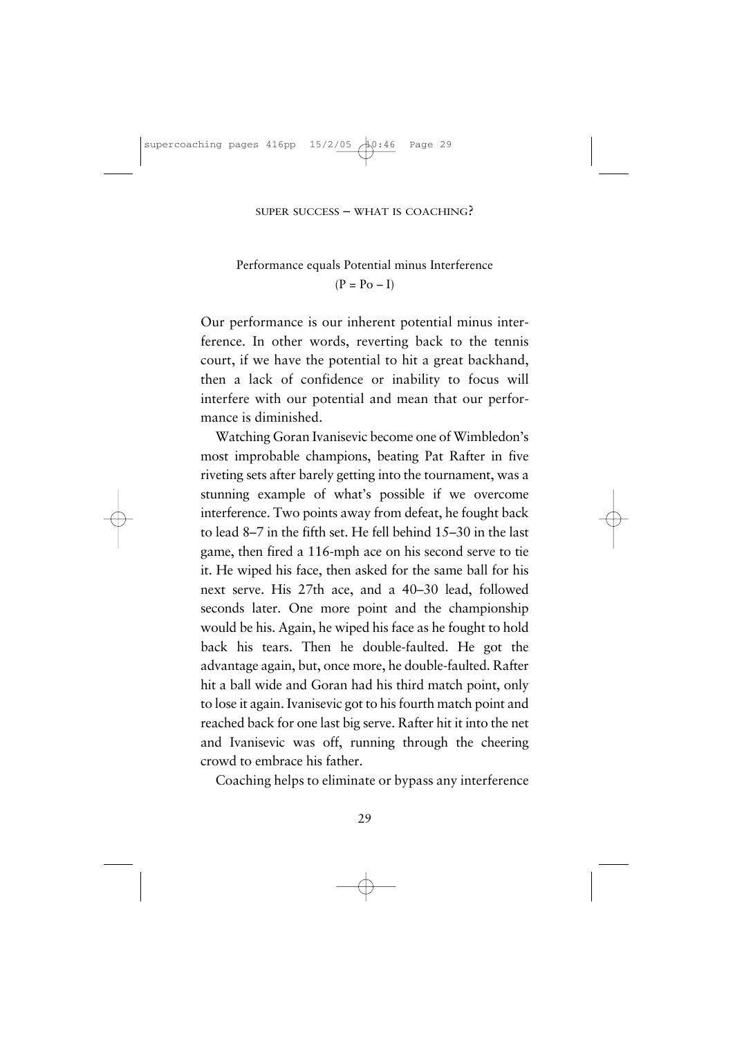Performance equals Potential minus Interference

(P = Po – I)

Our performance is our inherent potential minus interference. In other words, reverting back to the tennis court, if we have the potential to hit a great backhand, then a lack of confidence or inability to focus will interfere with our potential and mean that our performance is diminished.

Watching Goran Ivanisevic become one of Wimbledon's most improbable champions, beating Pat Rafter in five riveting sets after barely getting into the tournament, was a stunning example of what's possible if we overcome interference. Two points away from defeat, he fought back to lead 8–7 in the fifth set. He fell behind 15–30 in the last game, then fired a 116-mph ace on his second serve to tie it. He wiped his face, then asked for the same ball for his next serve. His 27th ace, and a 40–30 lead, followed seconds later. One more point and the championship would be his. Again, he wiped his face as he fought to hold back his tears. Then he double-faulted. He got the advantage again, but, once more, he double-faulted. Rafter hit a ball wide and Goran had his third match point, only to lose it again. Ivanisevic got to his fourth match point and reached back for one last big serve. Rafter hit it into the net and Ivanisevic was off, running through the cheering crowd to embrace his father.

Coaching helps to eliminate or bypass any interference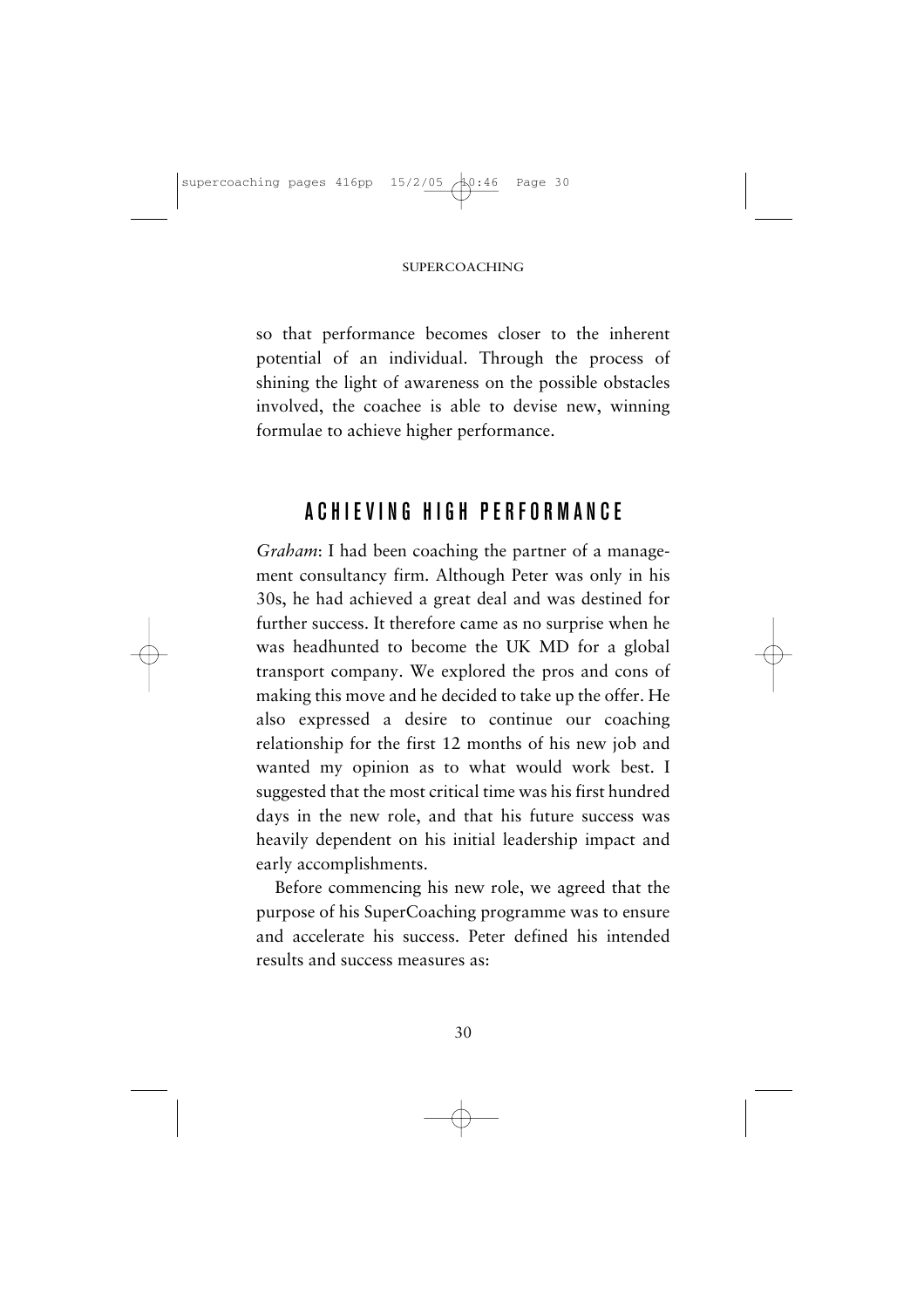so that performance becomes closer to the inherent potential of an individual. Through the process of shining the light of awareness on the possible obstacles involved, the coachee is able to devise new, winning formulae to achieve higher performance.

## ACHIEVING HIGH PERFORMANCE

*Graham*: I had been coaching the partner of a management consultancy firm. Although Peter was only in his 30s, he had achieved a great deal and was destined for further success. It therefore came as no surprise when he was headhunted to become the UK MD for a global transport company. We explored the pros and cons of making this move and he decided to take up the offer. He also expressed a desire to continue our coaching relationship for the first 12 months of his new job and wanted my opinion as to what would work best. I suggested that the most critical time was his first hundred days in the new role, and that his future success was heavily dependent on his initial leadership impact and early accomplishments.

Before commencing his new role, we agreed that the purpose of his SuperCoaching programme was to ensure and accelerate his success. Peter defined his intended results and success measures as: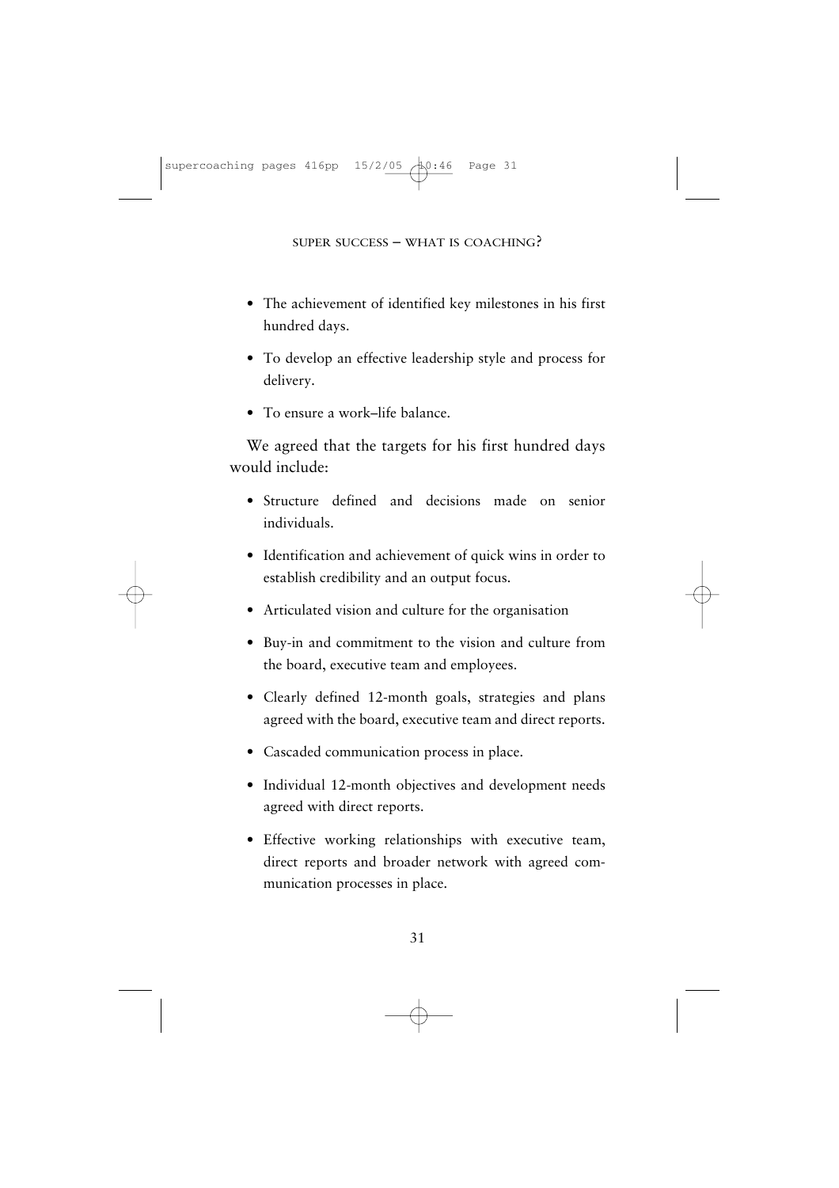- The achievement of identified key milestones in his first hundred days.
- To develop an effective leadership style and process for delivery.
- To ensure a work–life balance.

We agreed that the targets for his first hundred days would include:

- Structure defined and decisions made on senior individuals.
- Identification and achievement of quick wins in order to establish credibility and an output focus.
- Articulated vision and culture for the organisation
- Buy-in and commitment to the vision and culture from the board, executive team and employees.
- Clearly defined 12-month goals, strategies and plans agreed with the board, executive team and direct reports.
- Cascaded communication process in place.
- Individual 12-month objectives and development needs agreed with direct reports.
- Effective working relationships with executive team, direct reports and broader network with agreed communication processes in place.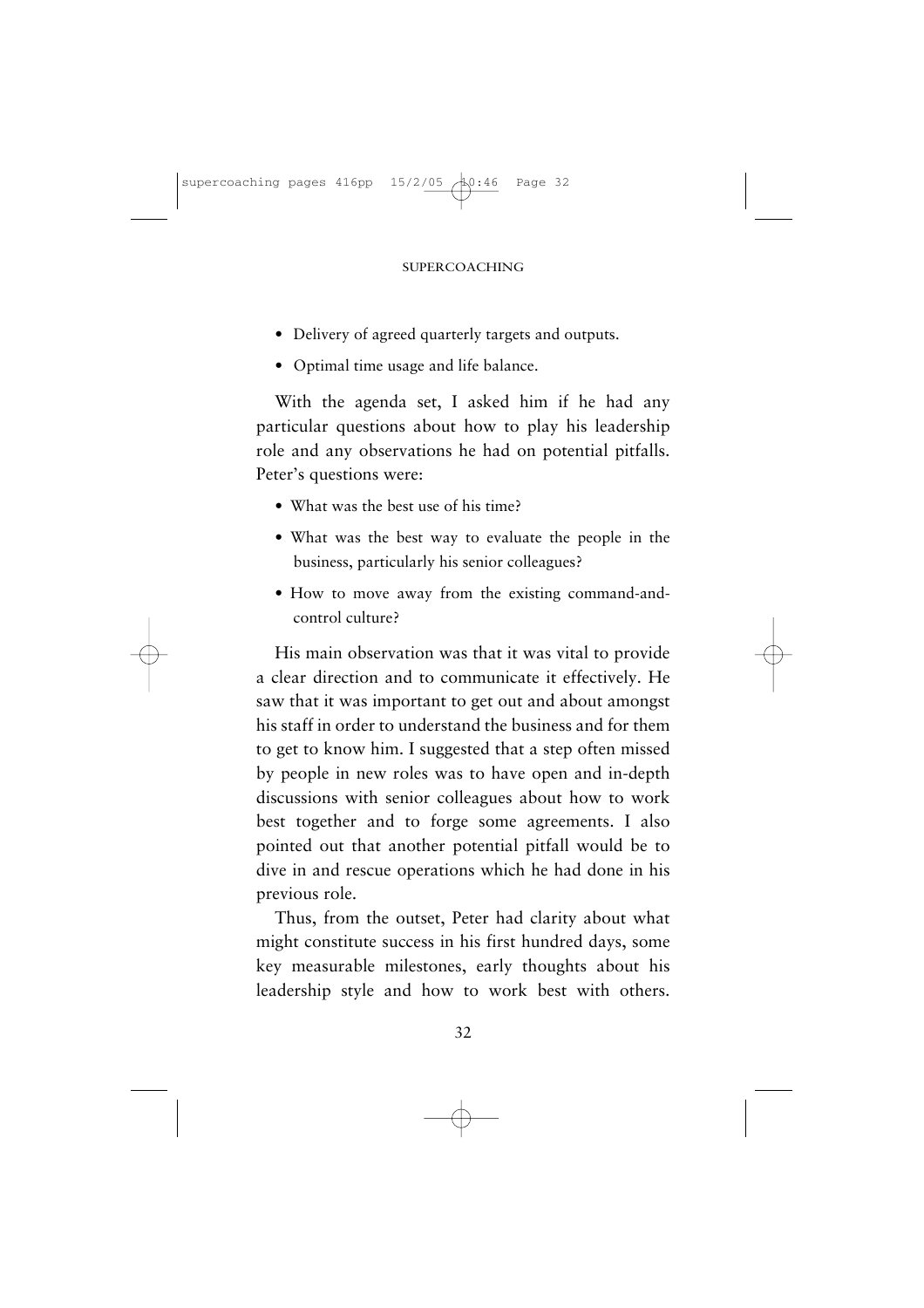- Delivery of agreed quarterly targets and outputs.
- Optimal time usage and life balance.

With the agenda set, I asked him if he had any particular questions about how to play his leadership role and any observations he had on potential pitfalls. Peter's questions were:

- What was the best use of his time?
- What was the best way to evaluate the people in the business, particularly his senior colleagues?
- How to move away from the existing command-and-control culture?

His main observation was that it was vital to provide a clear direction and to communicate it effectively. He saw that it was important to get out and about amongst his staff in order to understand the business and for them to get to know him. I suggested that a step often missed by people in new roles was to have open and in-depth discussions with senior colleagues about how to work best together and to forge some agreements. I also pointed out that another potential pitfall would be to dive in and rescue operations which he had done in his previous role.

Thus, from the outset, Peter had clarity about what might constitute success in his first hundred days, some key measurable milestones, early thoughts about his leadership style and how to work best with others.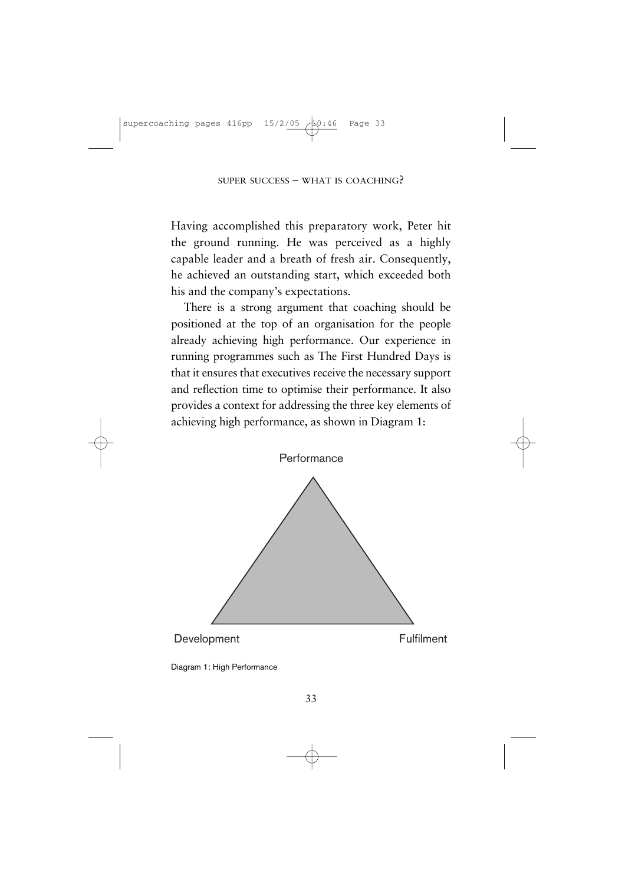Having accomplished this preparatory work, Peter hit the ground running. He was perceived as a highly capable leader and a breath of fresh air. Consequently, he achieved an outstanding start, which exceeded both his and the company's expectations.

There is a strong argument that coaching should be positioned at the top of an organisation for the people already achieving high performance. Our experience in running programmes such as The First Hundred Days is that it ensures that executives receive the necessary support and reflection time to optimise their performance. It also provides a context for addressing the three key elements of achieving high performance, as shown in Diagram 1:

Performance

Development

Fulfilment

Diagram 1: High Performance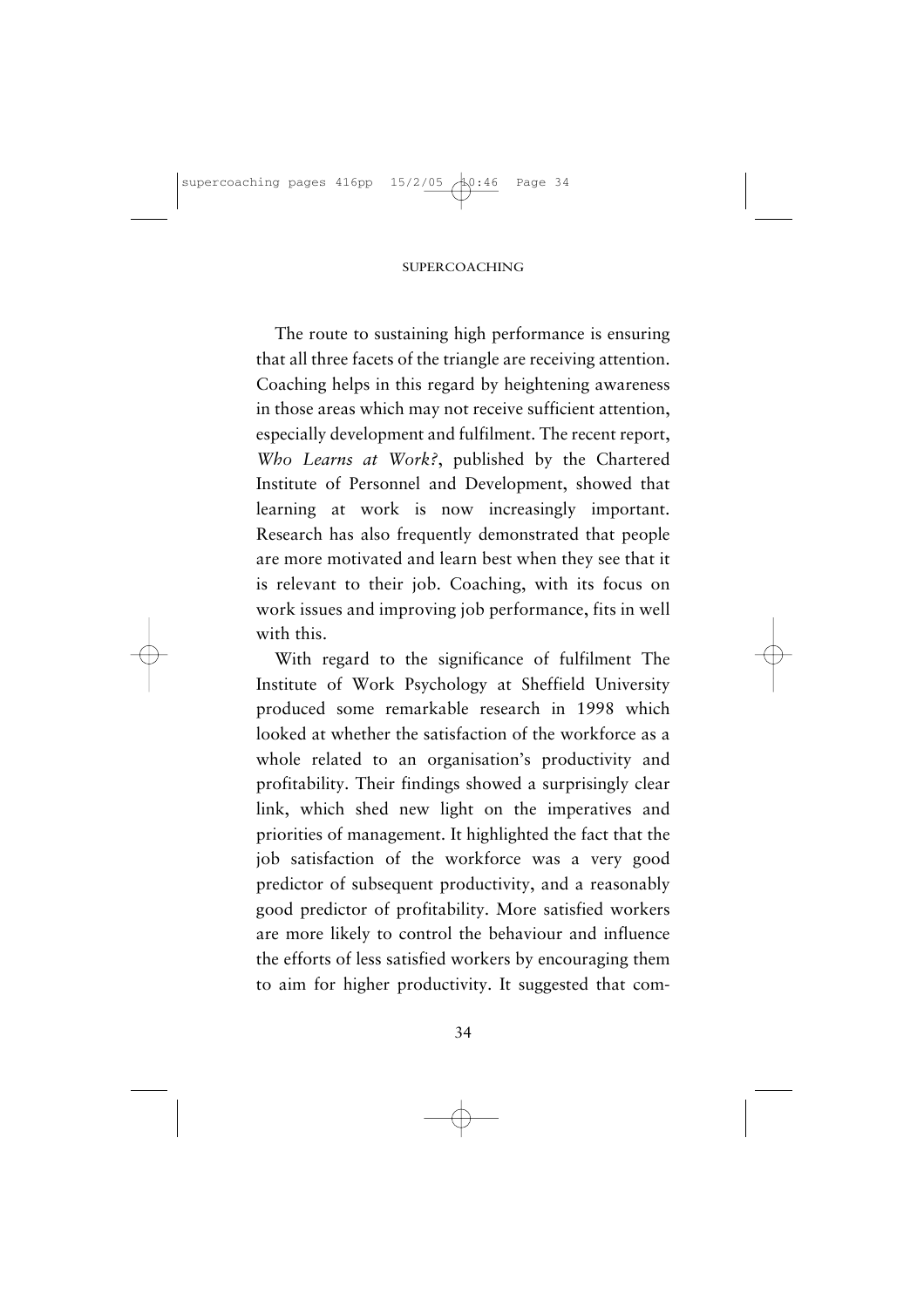The route to sustaining high performance is ensuring that all three facets of the triangle are receiving attention. Coaching helps in this regard by heightening awareness in those areas which may not receive sufficient attention, especially development and fulfilment. The recent report, *Who Learns at Work?*, published by the Chartered Institute of Personnel and Development, showed that learning at work is now increasingly important. Research has also frequently demonstrated that people are more motivated and learn best when they see that it is relevant to their job. Coaching, with its focus on work issues and improving job performance, fits in well with this.

With regard to the significance of fulfilment The Institute of Work Psychology at Sheffield University produced some remarkable research in 1998 which looked at whether the satisfaction of the workforce as a whole related to an organisation's productivity and profitability. Their findings showed a surprisingly clear link, which shed new light on the imperatives and priorities of management. It highlighted the fact that the job satisfaction of the workforce was a very good predictor of subsequent productivity, and a reasonably good predictor of profitability. More satisfied workers are more likely to control the behaviour and influence the efforts of less satisfied workers by encouraging them to aim for higher productivity. It suggested that com-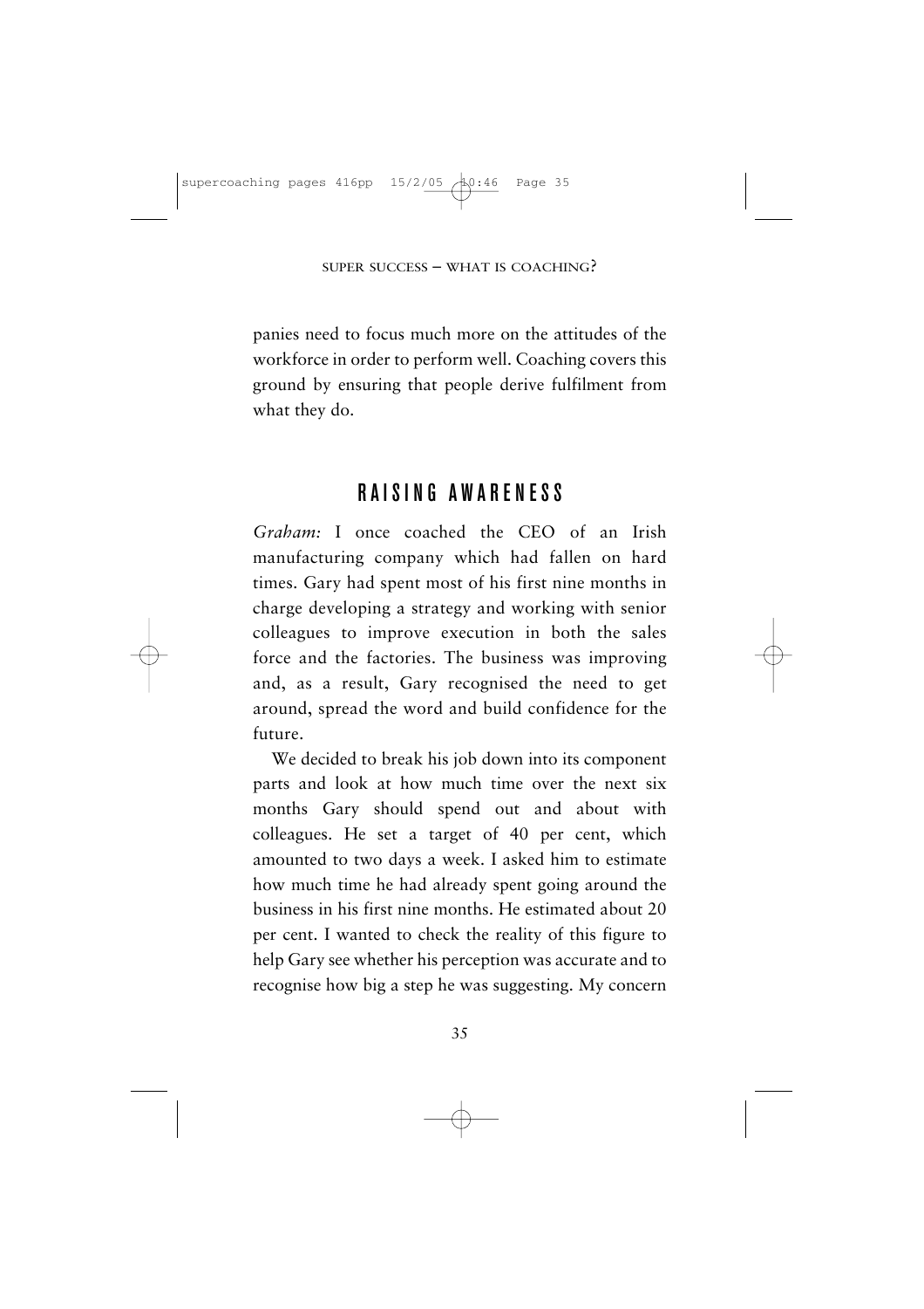panies need to focus much more on the attitudes of the workforce in order to perform well. Coaching covers this ground by ensuring that people derive fulfilment from what they do.

## RAISING AWARENESS

*Graham:* I once coached the CEO of an Irish manufacturing company which had fallen on hard times. Gary had spent most of his first nine months in charge developing a strategy and working with senior colleagues to improve execution in both the sales force and the factories. The business was improving and, as a result, Gary recognised the need to get around, spread the word and build confidence for the future.

We decided to break his job down into its component parts and look at how much time over the next six months Gary should spend out and about with colleagues. He set a target of 40 per cent, which amounted to two days a week. I asked him to estimate how much time he had already spent going around the business in his first nine months. He estimated about 20 per cent. I wanted to check the reality of this figure to help Gary see whether his perception was accurate and to recognise how big a step he was suggesting. My concern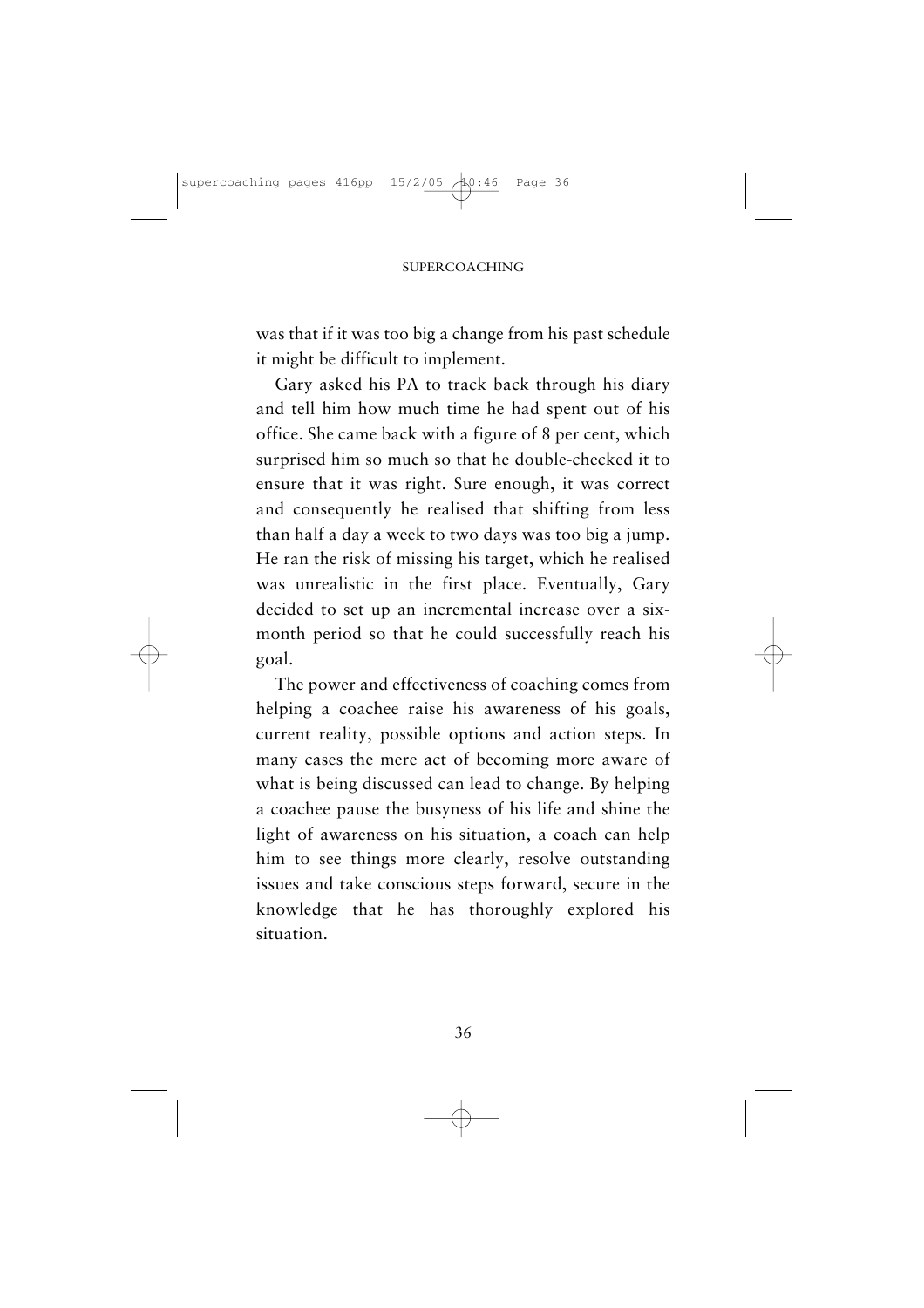was that if it was too big a change from his past schedule it might be difficult to implement.

Gary asked his PA to track back through his diary and tell him how much time he had spent out of his office. She came back with a figure of 8 per cent, which surprised him so much so that he double-checked it to ensure that it was right. Sure enough, it was correct and consequently he realised that shifting from less than half a day a week to two days was too big a jump. He ran the risk of missing his target, which he realised was unrealistic in the first place. Eventually, Gary decided to set up an incremental increase over a six-month period so that he could successfully reach his goal.

The power and effectiveness of coaching comes from helping a coachee raise his awareness of his goals, current reality, possible options and action steps. In many cases the mere act of becoming more aware of what is being discussed can lead to change. By helping a coachee pause the busyness of his life and shine the light of awareness on his situation, a coach can help him to see things more clearly, resolve outstanding issues and take conscious steps forward, secure in the knowledge that he has thoroughly explored his situation.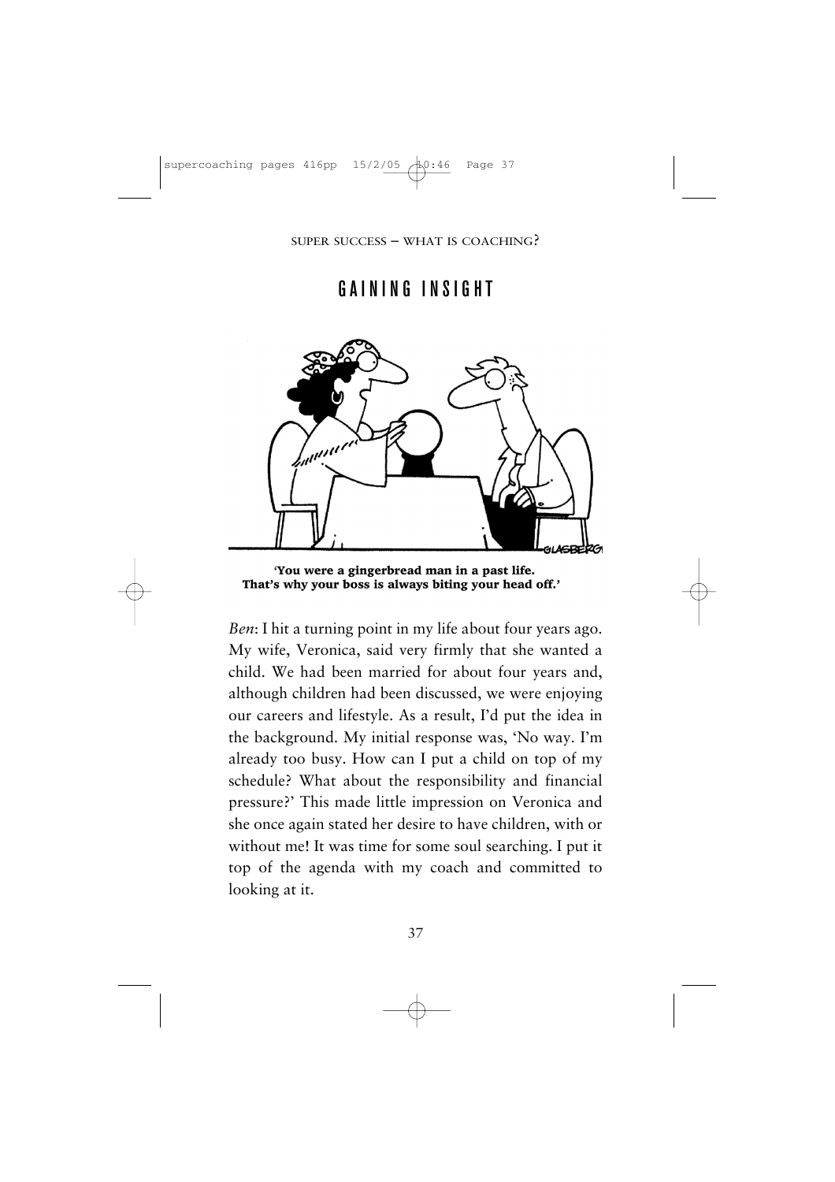## GAINING INSIGHT

'You were a gingerbread man in a past life. That's why your boss is always biting your head off.'

*Ben*: I hit a turning point in my life about four years ago. My wife, Veronica, said very firmly that she wanted a child. We had been married for about four years and, although children had been discussed, we were enjoying our careers and lifestyle. As a result, I'd put the idea in the background. My initial response was, 'No way. I'm already too busy. How can I put a child on top of my schedule? What about the responsibility and financial pressure?' This made little impression on Veronica and she once again stated her desire to have children, with or without me! It was time for some soul searching. I put it top of the agenda with my coach and committed to looking at it.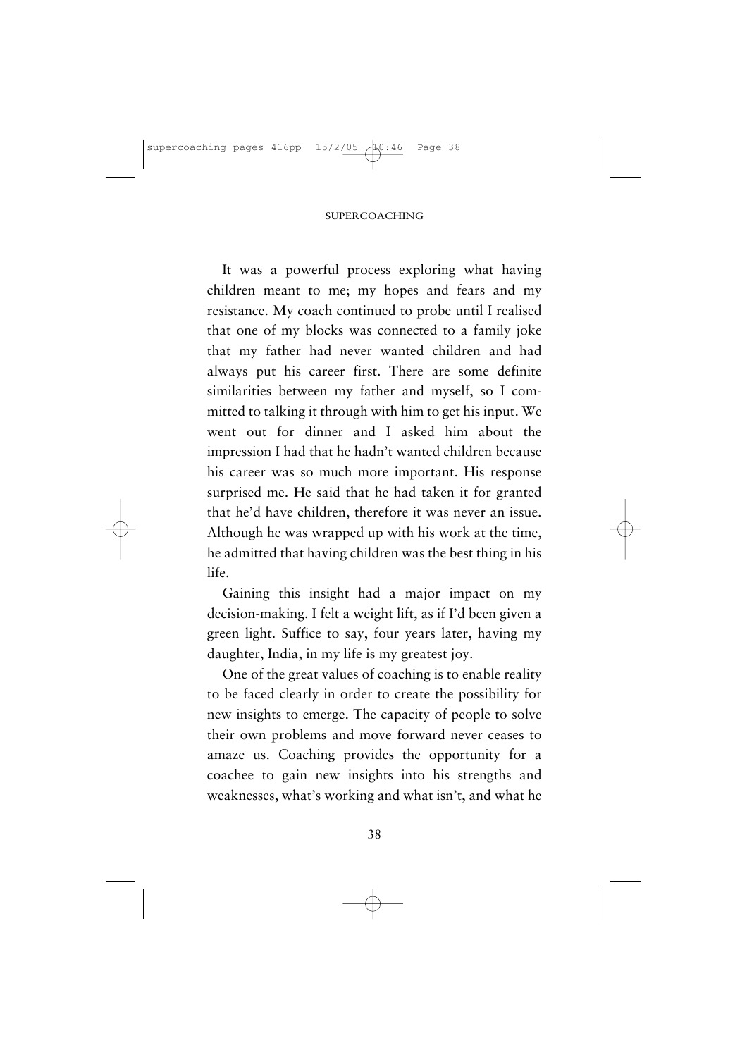It was a powerful process exploring what having children meant to me; my hopes and fears and my resistance. My coach continued to probe until I realised that one of my blocks was connected to a family joke that my father had never wanted children and had always put his career first. There are some definite similarities between my father and myself, so I committed to talking it through with him to get his input. We went out for dinner and I asked him about the impression I had that he hadn't wanted children because his career was so much more important. His response surprised me. He said that he had taken it for granted that he'd have children, therefore it was never an issue. Although he was wrapped up with his work at the time, he admitted that having children was the best thing in his life.

Gaining this insight had a major impact on my decision-making. I felt a weight lift, as if I'd been given a green light. Suffice to say, four years later, having my daughter, India, in my life is my greatest joy.

One of the great values of coaching is to enable reality to be faced clearly in order to create the possibility for new insights to emerge. The capacity of people to solve their own problems and move forward never ceases to amaze us. Coaching provides the opportunity for a coachee to gain new insights into his strengths and weaknesses, what's working and what isn't, and what he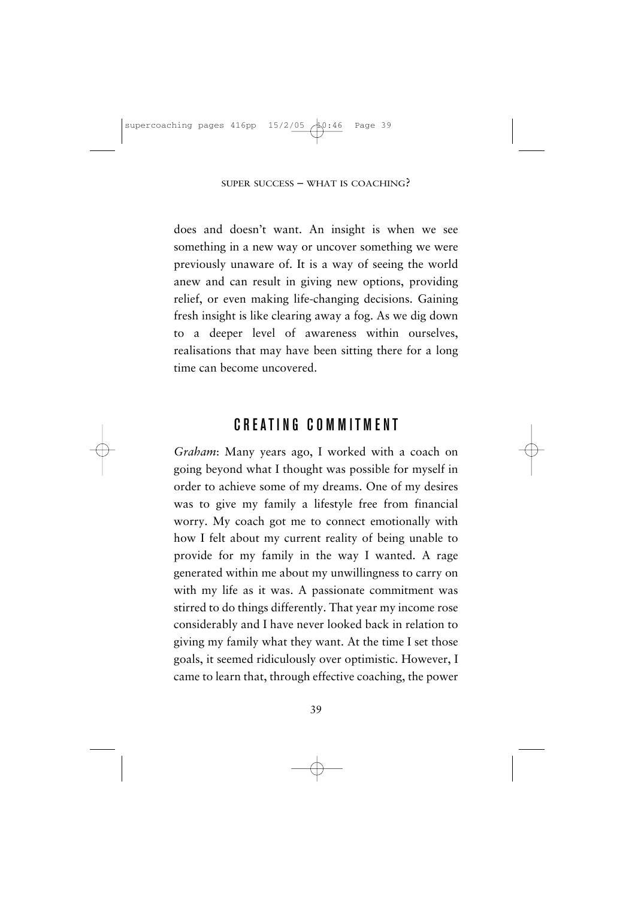does and doesn't want. An insight is when we see something in a new way or uncover something we were previously unaware of. It is a way of seeing the world anew and can result in giving new options, providing relief, or even making life-changing decisions. Gaining fresh insight is like clearing away a fog. As we dig down to a deeper level of awareness within ourselves, realisations that may have been sitting there for a long time can become uncovered.

## CREATING COMMITMENT

*Graham*: Many years ago, I worked with a coach on going beyond what I thought was possible for myself in order to achieve some of my dreams. One of my desires was to give my family a lifestyle free from financial worry. My coach got me to connect emotionally with how I felt about my current reality of being unable to provide for my family in the way I wanted. A rage generated within me about my unwillingness to carry on with my life as it was. A passionate commitment was stirred to do things differently. That year my income rose considerably and I have never looked back in relation to giving my family what they want. At the time I set those goals, it seemed ridiculously over optimistic. However, I came to learn that, through effective coaching, the power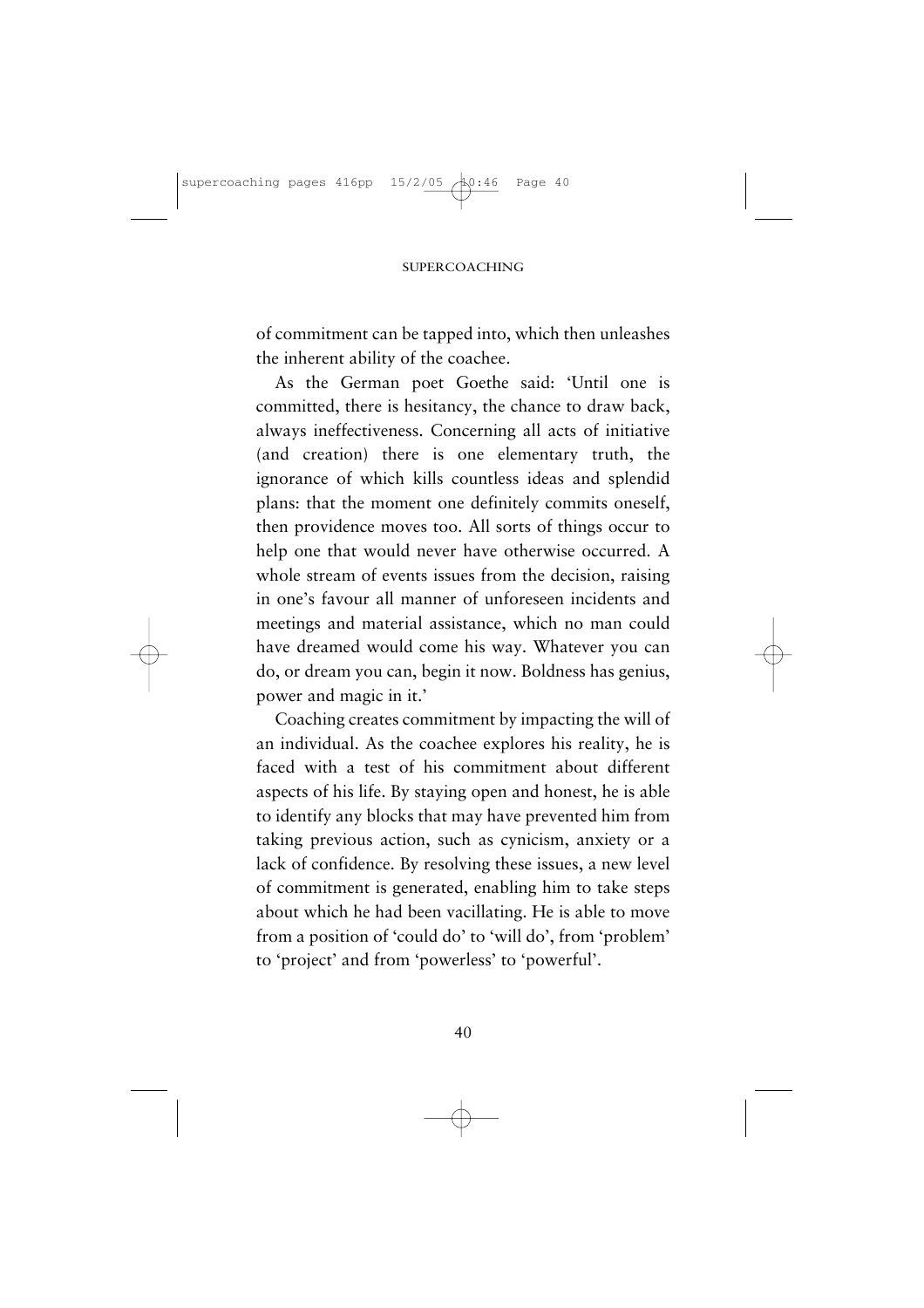of commitment can be tapped into, which then unleashes the inherent ability of the coachee.

As the German poet Goethe said: 'Until one is committed, there is hesitancy, the chance to draw back, always ineffectiveness. Concerning all acts of initiative (and creation) there is one elementary truth, the ignorance of which kills countless ideas and splendid plans: that the moment one definitely commits oneself, then providence moves too. All sorts of things occur to help one that would never have otherwise occurred. A whole stream of events issues from the decision, raising in one's favour all manner of unforeseen incidents and meetings and material assistance, which no man could have dreamed would come his way. Whatever you can do, or dream you can, begin it now. Boldness has genius, power and magic in it.'

Coaching creates commitment by impacting the will of an individual. As the coachee explores his reality, he is faced with a test of his commitment about different aspects of his life. By staying open and honest, he is able to identify any blocks that may have prevented him from taking previous action, such as cynicism, anxiety or a lack of confidence. By resolving these issues, a new level of commitment is generated, enabling him to take steps about which he had been vacillating. He is able to move from a position of 'could do' to 'will do', from 'problem' to 'project' and from 'powerless' to 'powerful'.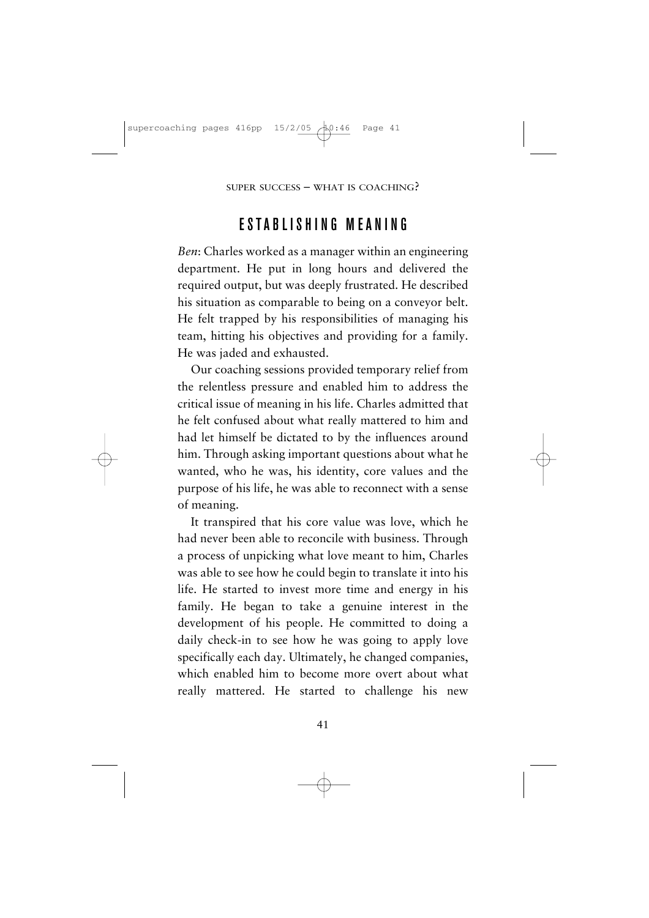## ESTABLISHING MEANING

*Ben*: Charles worked as a manager within an engineering department. He put in long hours and delivered the required output, but was deeply frustrated. He described his situation as comparable to being on a conveyor belt. He felt trapped by his responsibilities of managing his team, hitting his objectives and providing for a family. He was jaded and exhausted.

Our coaching sessions provided temporary relief from the relentless pressure and enabled him to address the critical issue of meaning in his life. Charles admitted that he felt confused about what really mattered to him and had let himself be dictated to by the influences around him. Through asking important questions about what he wanted, who he was, his identity, core values and the purpose of his life, he was able to reconnect with a sense of meaning.

It transpired that his core value was love, which he had never been able to reconcile with business. Through a process of unpicking what love meant to him, Charles was able to see how he could begin to translate it into his life. He started to invest more time and energy in his family. He began to take a genuine interest in the development of his people. He committed to doing a daily check-in to see how he was going to apply love specifically each day. Ultimately, he changed companies, which enabled him to become more overt about what really mattered. He started to challenge his new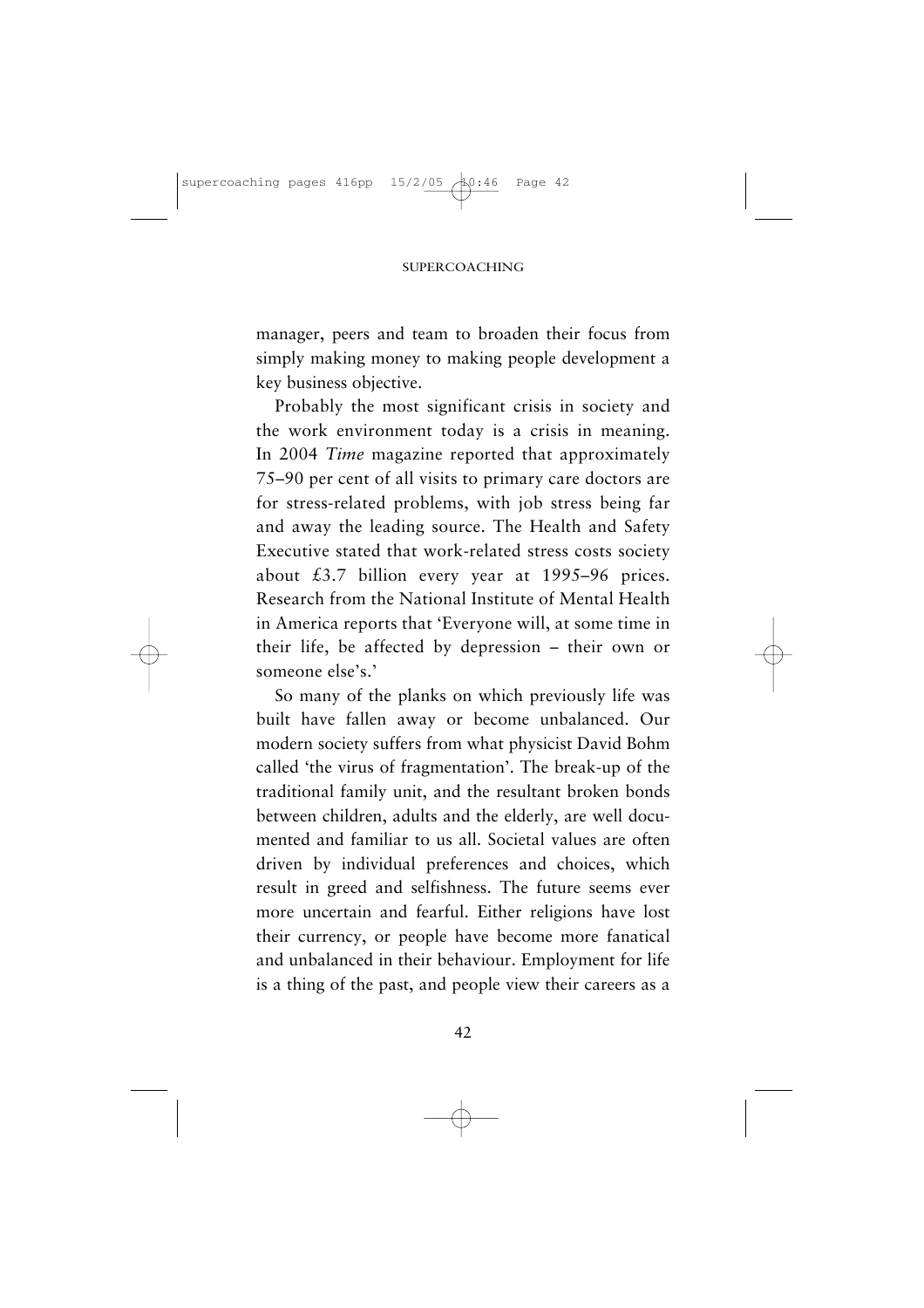manager, peers and team to broaden their focus from simply making money to making people development a key business objective.

Probably the most significant crisis in society and the work environment today is a crisis in meaning. In 2004 *Time* magazine reported that approximately 75–90 per cent of all visits to primary care doctors are for stress-related problems, with job stress being far and away the leading source. The Health and Safety Executive stated that work-related stress costs society about £3.7 billion every year at 1995–96 prices. Research from the National Institute of Mental Health in America reports that 'Everyone will, at some time in their life, be affected by depression – their own or someone else's.'

So many of the planks on which previously life was built have fallen away or become unbalanced. Our modern society suffers from what physicist David Bohm called 'the virus of fragmentation'. The break-up of the traditional family unit, and the resultant broken bonds between children, adults and the elderly, are well documented and familiar to us all. Societal values are often driven by individual preferences and choices, which result in greed and selfishness. The future seems ever more uncertain and fearful. Either religions have lost their currency, or people have become more fanatical and unbalanced in their behaviour. Employment for life is a thing of the past, and people view their careers as a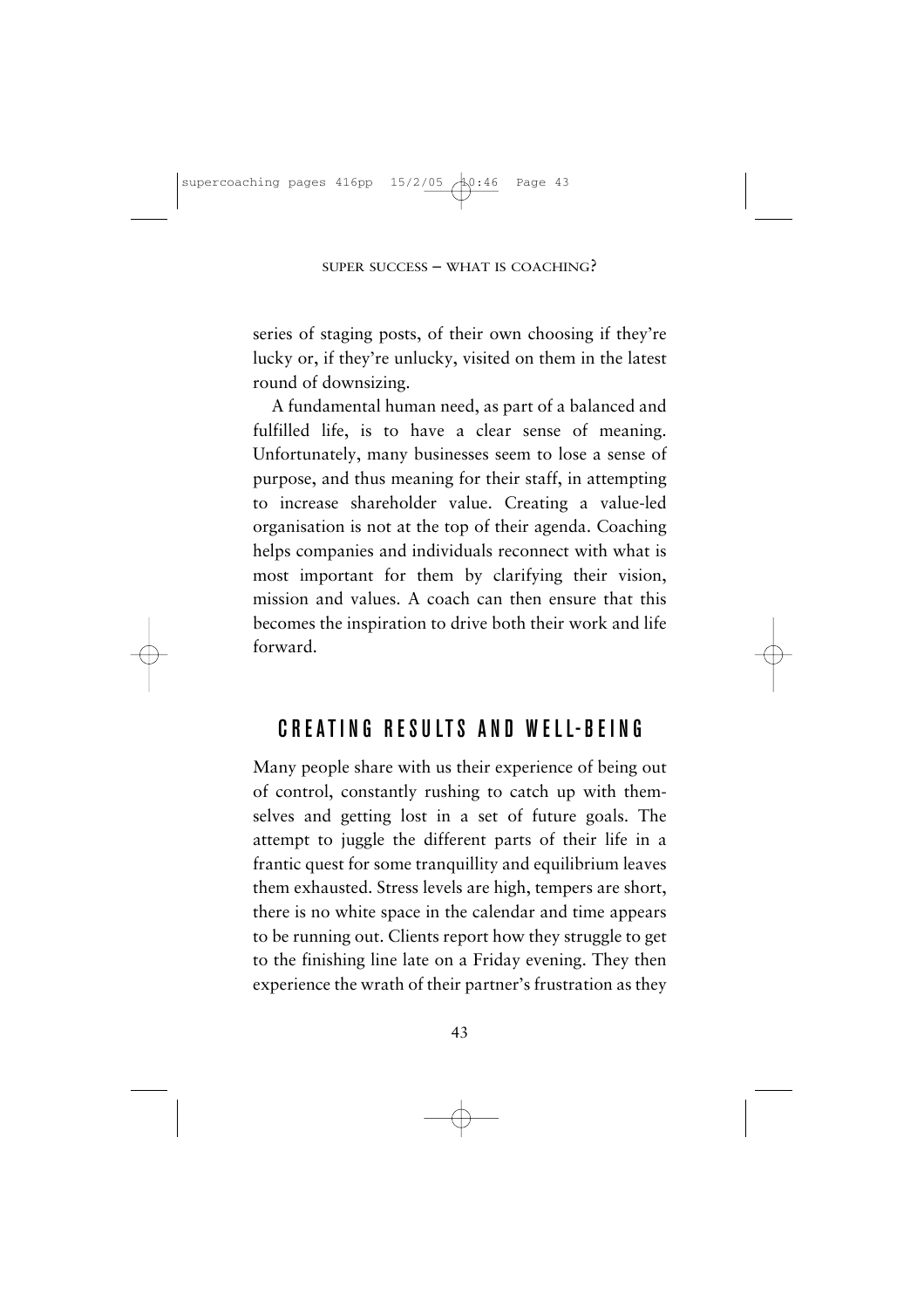series of staging posts, of their own choosing if they're lucky or, if they're unlucky, visited on them in the latest round of downsizing.

A fundamental human need, as part of a balanced and fulfilled life, is to have a clear sense of meaning. Unfortunately, many businesses seem to lose a sense of purpose, and thus meaning for their staff, in attempting to increase shareholder value. Creating a value-led organisation is not at the top of their agenda. Coaching helps companies and individuals reconnect with what is most important for them by clarifying their vision, mission and values. A coach can then ensure that this becomes the inspiration to drive both their work and life forward.

## CREATING RESULTS AND WELL-BEING

Many people share with us their experience of being out of control, constantly rushing to catch up with themselves and getting lost in a set of future goals. The attempt to juggle the different parts of their life in a frantic quest for some tranquillity and equilibrium leaves them exhausted. Stress levels are high, tempers are short, there is no white space in the calendar and time appears to be running out. Clients report how they struggle to get to the finishing line late on a Friday evening. They then experience the wrath of their partner's frustration as they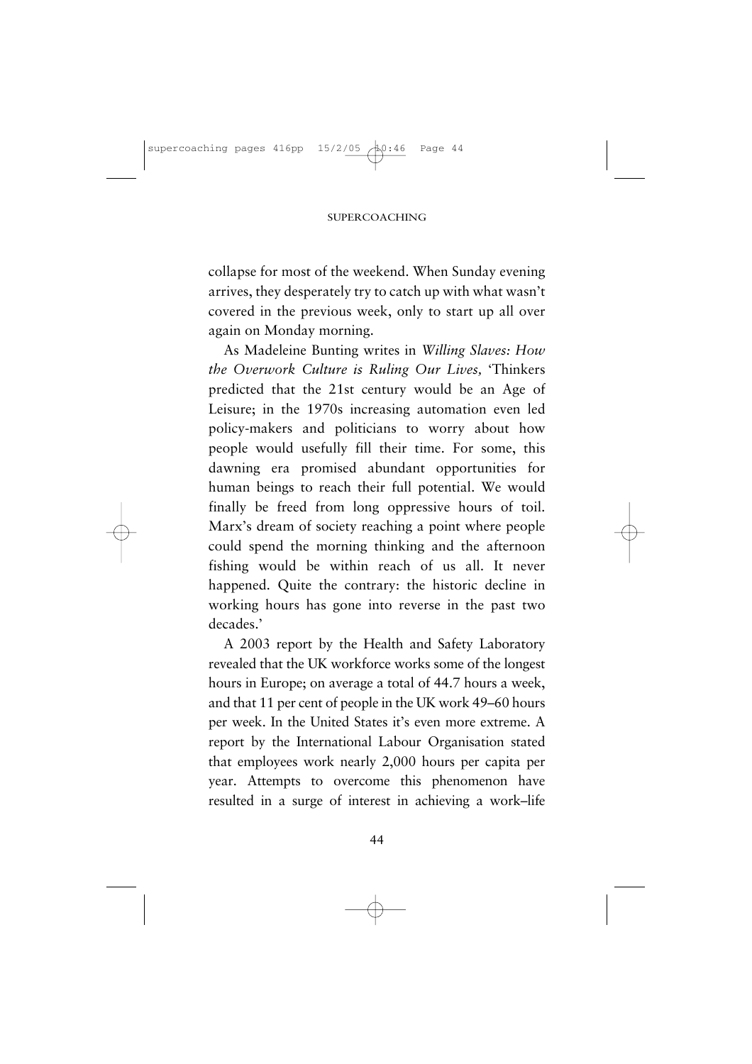collapse for most of the weekend. When Sunday evening arrives, they desperately try to catch up with what wasn't covered in the previous week, only to start up all over again on Monday morning.

As Madeleine Bunting writes in *Willing Slaves: How the Overwork Culture is Ruling Our Lives,* 'Thinkers predicted that the 21st century would be an Age of Leisure; in the 1970s increasing automation even led policy-makers and politicians to worry about how people would usefully fill their time. For some, this dawning era promised abundant opportunities for human beings to reach their full potential. We would finally be freed from long oppressive hours of toil. Marx's dream of society reaching a point where people could spend the morning thinking and the afternoon fishing would be within reach of us all. It never happened. Quite the contrary: the historic decline in working hours has gone into reverse in the past two decades.'

A 2003 report by the Health and Safety Laboratory revealed that the UK workforce works some of the longest hours in Europe; on average a total of 44.7 hours a week, and that 11 per cent of people in the UK work 49–60 hours per week. In the United States it's even more extreme. A report by the International Labour Organisation stated that employees work nearly 2,000 hours per capita per year. Attempts to overcome this phenomenon have resulted in a surge of interest in achieving a work–life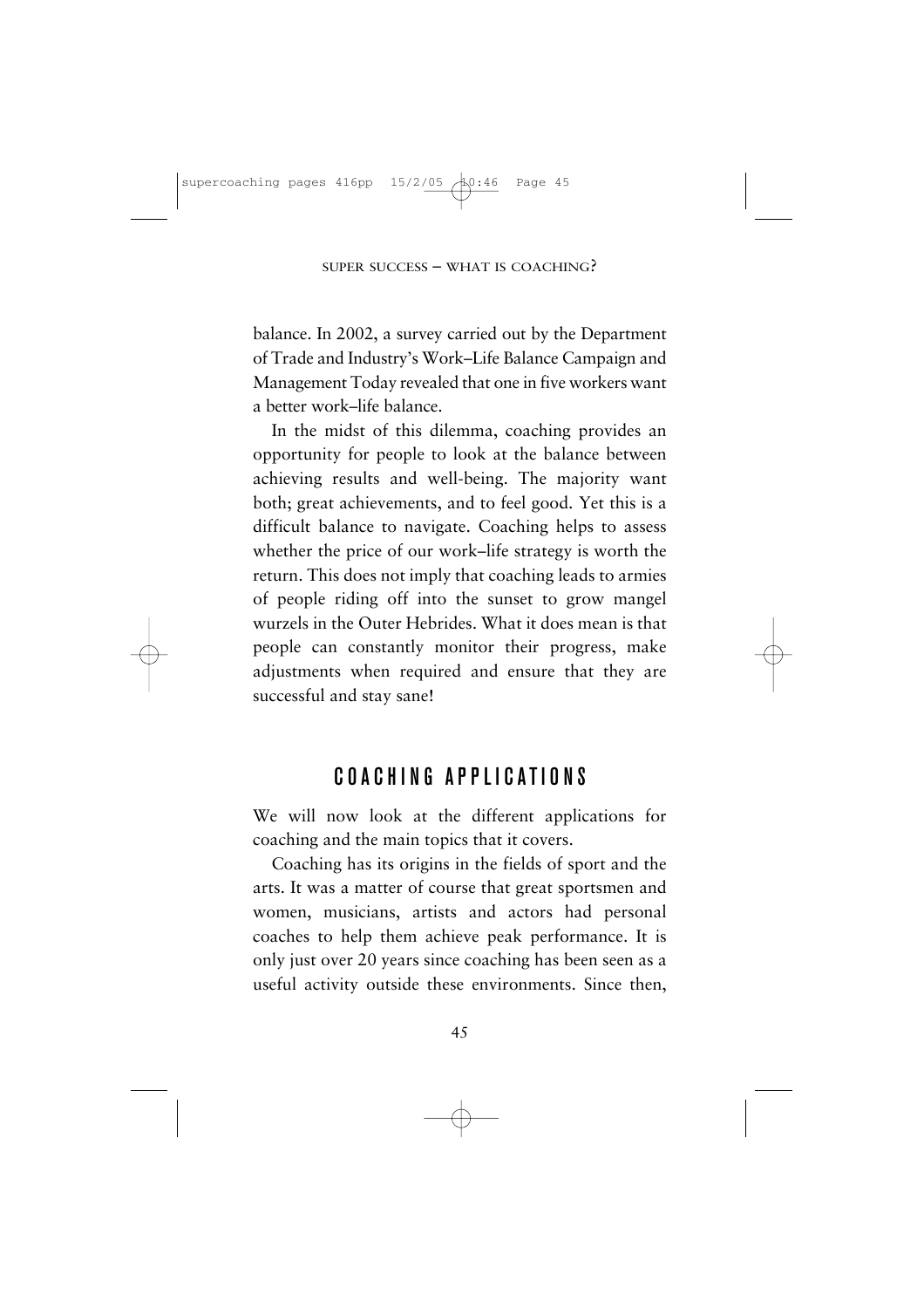balance. In 2002, a survey carried out by the Department of Trade and Industry's Work–Life Balance Campaign and Management Today revealed that one in five workers want a better work–life balance.

In the midst of this dilemma, coaching provides an opportunity for people to look at the balance between achieving results and well-being. The majority want both; great achievements, and to feel good. Yet this is a difficult balance to navigate. Coaching helps to assess whether the price of our work–life strategy is worth the return. This does not imply that coaching leads to armies of people riding off into the sunset to grow mangel wurzels in the Outer Hebrides. What it does mean is that people can constantly monitor their progress, make adjustments when required and ensure that they are successful and stay sane!

## COACHING APPLICATIONS

We will now look at the different applications for coaching and the main topics that it covers.

Coaching has its origins in the fields of sport and the arts. It was a matter of course that great sportsmen and women, musicians, artists and actors had personal coaches to help them achieve peak performance. It is only just over 20 years since coaching has been seen as a useful activity outside these environments. Since then,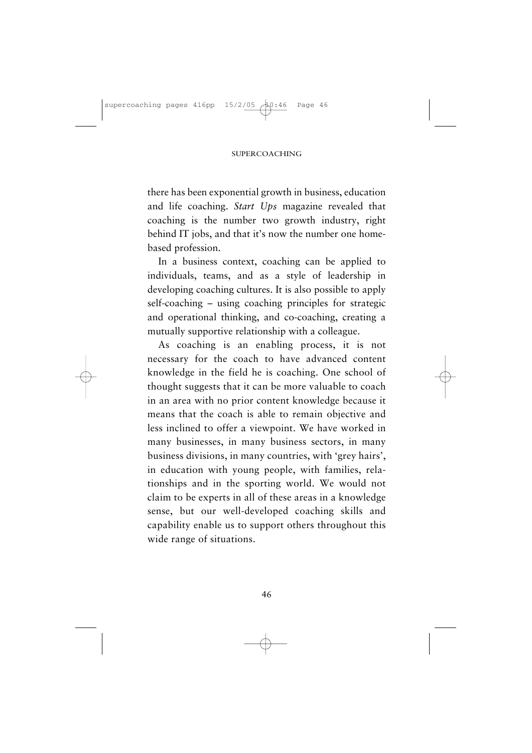there has been exponential growth in business, education and life coaching. *Start Ups* magazine revealed that coaching is the number two growth industry, right behind IT jobs, and that it's now the number one home-based profession.

In a business context, coaching can be applied to individuals, teams, and as a style of leadership in developing coaching cultures. It is also possible to apply self-coaching – using coaching principles for strategic and operational thinking, and co-coaching, creating a mutually supportive relationship with a colleague.

As coaching is an enabling process, it is not necessary for the coach to have advanced content knowledge in the field he is coaching. One school of thought suggests that it can be more valuable to coach in an area with no prior content knowledge because it means that the coach is able to remain objective and less inclined to offer a viewpoint. We have worked in many businesses, in many business sectors, in many business divisions, in many countries, with 'grey hairs', in education with young people, with families, relationships and in the sporting world. We would not claim to be experts in all of these areas in a knowledge sense, but our well-developed coaching skills and capability enable us to support others throughout this wide range of situations.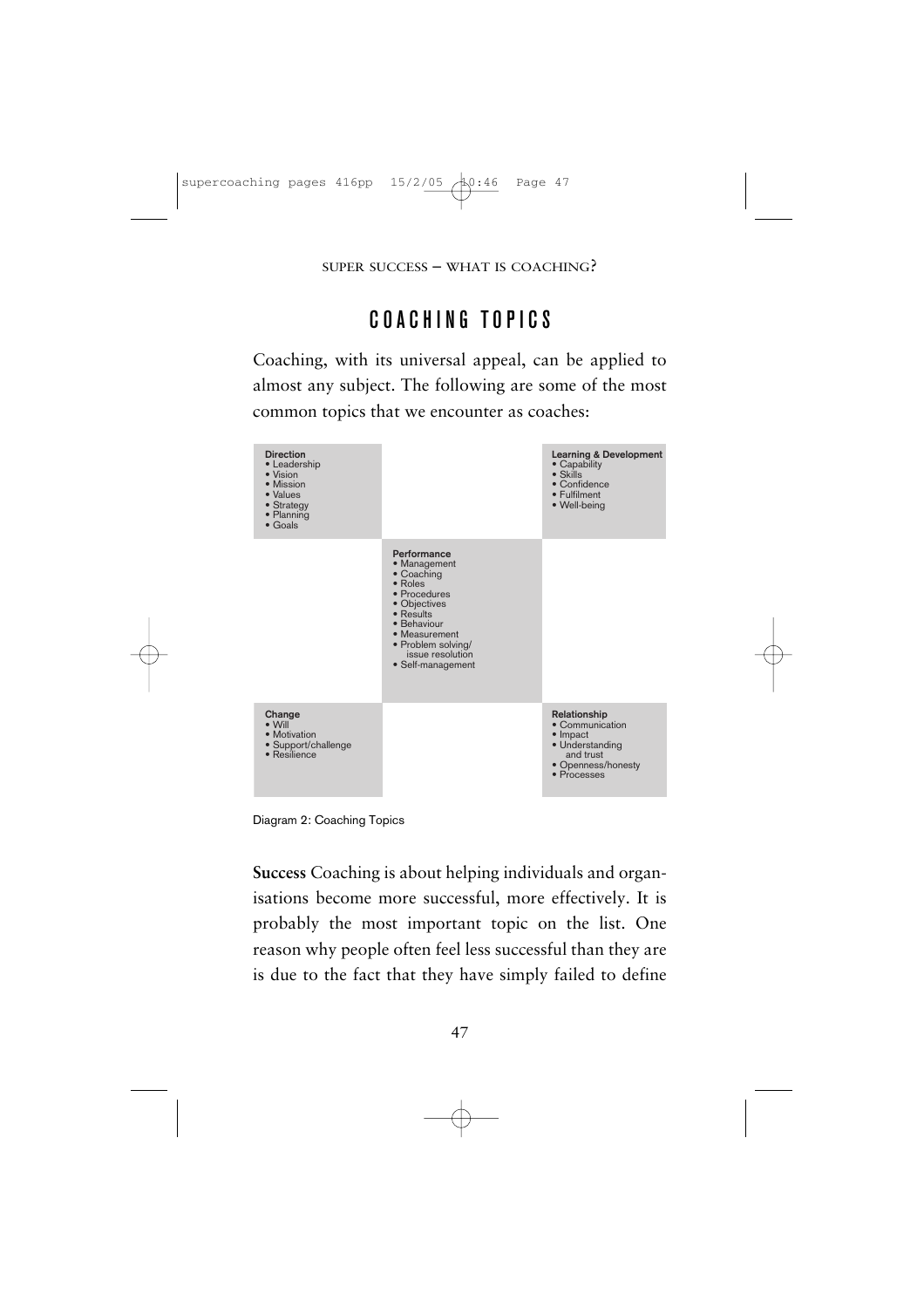## COACHING TOPICS

Coaching, with its universal appeal, can be applied to almost any subject. The following are some of the most common topics that we encounter as coaches:

**Direction**
- Leadership
- Vision
- Mission
- Values
- Strategy
- Planning
- Goals

**Learning & Development**
- Capability
- Skills
- Confidence
- Fulfilment
- Well-being

**Performance**
- Management
- Coaching
- Roles
- Procedures
- Objectives
- Results
- Behaviour
- Measurement
- Problem solving/ issue resolution
- Self-management

**Change**
- Will
- Motivation
- Support/challenge
- Resilience

**Relationship**
- Communication
- Impact
- Understanding and trust
- Openness/honesty
- Processes

Diagram 2: Coaching Topics

**Success** Coaching is about helping individuals and organisations become more successful, more effectively. It is probably the most important topic on the list. One reason why people often feel less successful than they are is due to the fact that they have simply failed to define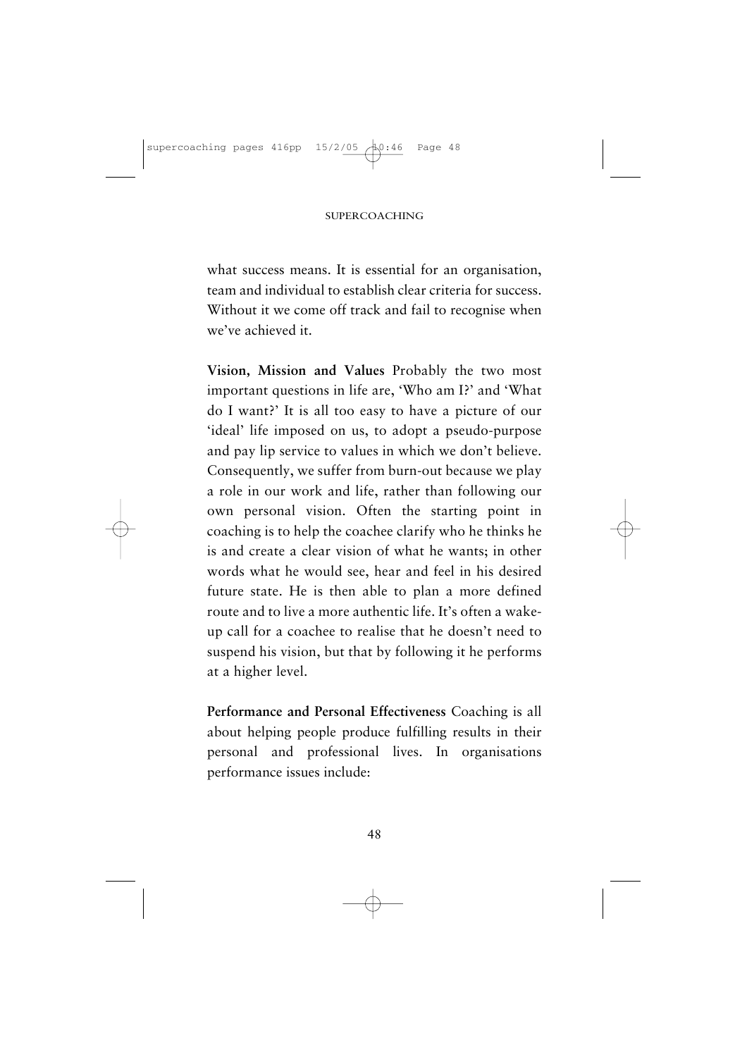what success means. It is essential for an organisation, team and individual to establish clear criteria for success. Without it we come off track and fail to recognise when we've achieved it.

**Vision, Mission and Values** Probably the two most important questions in life are, 'Who am I?' and 'What do I want?' It is all too easy to have a picture of our 'ideal' life imposed on us, to adopt a pseudo-purpose and pay lip service to values in which we don't believe. Consequently, we suffer from burn-out because we play a role in our work and life, rather than following our own personal vision. Often the starting point in coaching is to help the coachee clarify who he thinks he is and create a clear vision of what he wants; in other words what he would see, hear and feel in his desired future state. He is then able to plan a more defined route and to live a more authentic life. It's often a wake-up call for a coachee to realise that he doesn't need to suspend his vision, but that by following it he performs at a higher level.

**Performance and Personal Effectiveness** Coaching is all about helping people produce fulfilling results in their personal and professional lives. In organisations performance issues include: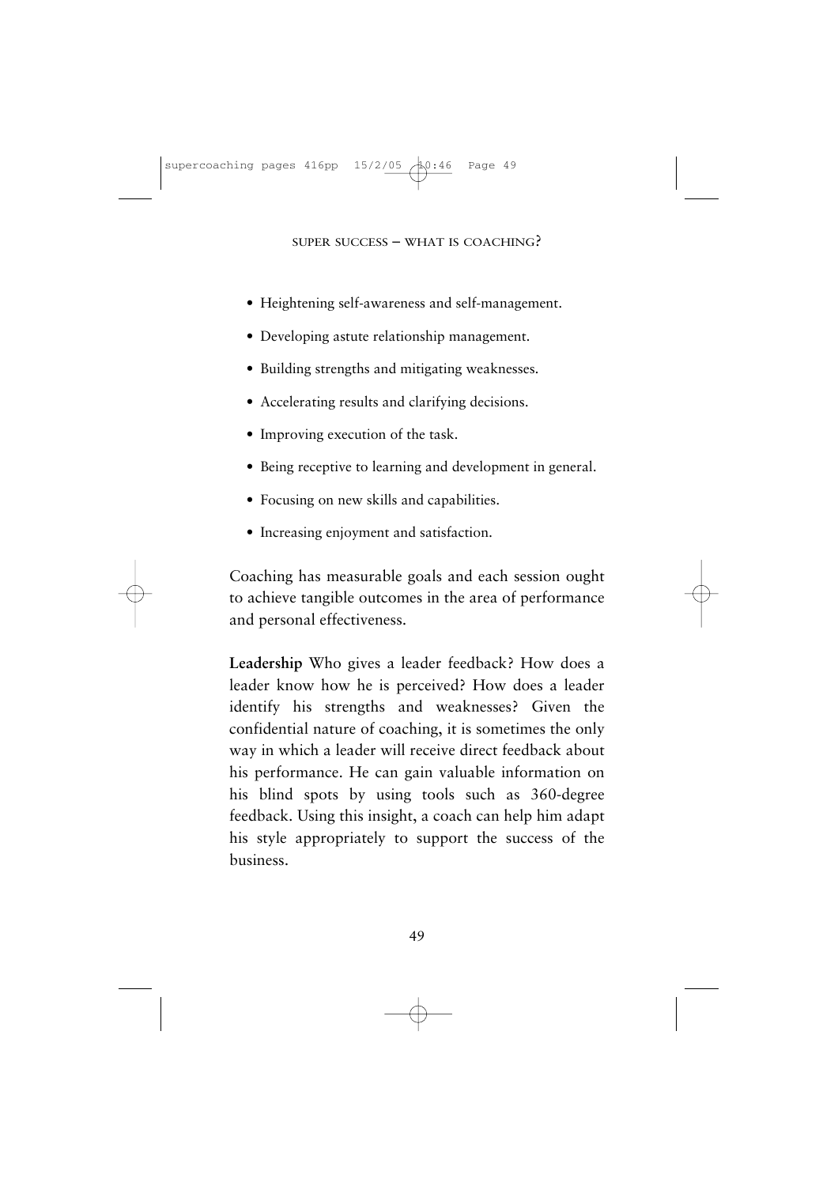- Heightening self-awareness and self-management.
- Developing astute relationship management.
- Building strengths and mitigating weaknesses.
- Accelerating results and clarifying decisions.
- Improving execution of the task.
- Being receptive to learning and development in general.
- Focusing on new skills and capabilities.
- Increasing enjoyment and satisfaction.

Coaching has measurable goals and each session ought to achieve tangible outcomes in the area of performance and personal effectiveness.

**Leadership** Who gives a leader feedback? How does a leader know how he is perceived? How does a leader identify his strengths and weaknesses? Given the confidential nature of coaching, it is sometimes the only way in which a leader will receive direct feedback about his performance. He can gain valuable information on his blind spots by using tools such as 360-degree feedback. Using this insight, a coach can help him adapt his style appropriately to support the success of the business.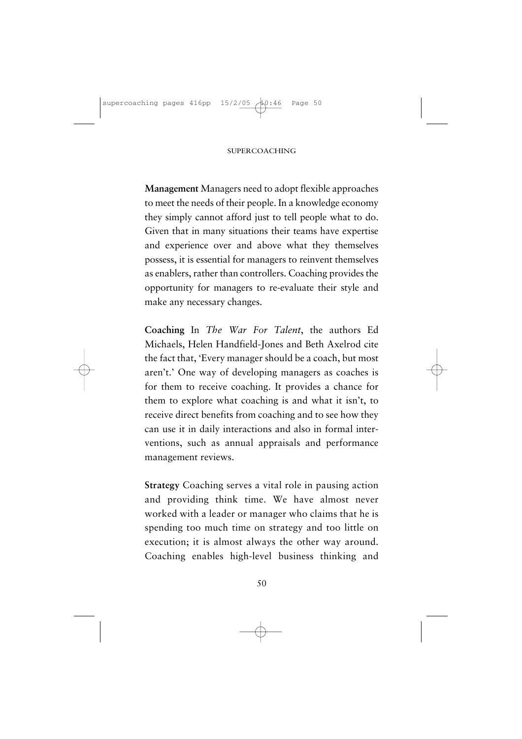**Management** Managers need to adopt flexible approaches to meet the needs of their people. In a knowledge economy they simply cannot afford just to tell people what to do. Given that in many situations their teams have expertise and experience over and above what they themselves possess, it is essential for managers to reinvent themselves as enablers, rather than controllers. Coaching provides the opportunity for managers to re-evaluate their style and make any necessary changes.

**Coaching** In *The War For Talent*, the authors Ed Michaels, Helen Handfield-Jones and Beth Axelrod cite the fact that, 'Every manager should be a coach, but most aren't.' One way of developing managers as coaches is for them to receive coaching. It provides a chance for them to explore what coaching is and what it isn't, to receive direct benefits from coaching and to see how they can use it in daily interactions and also in formal interventions, such as annual appraisals and performance management reviews.

**Strategy** Coaching serves a vital role in pausing action and providing think time. We have almost never worked with a leader or manager who claims that he is spending too much time on strategy and too little on execution; it is almost always the other way around. Coaching enables high-level business thinking and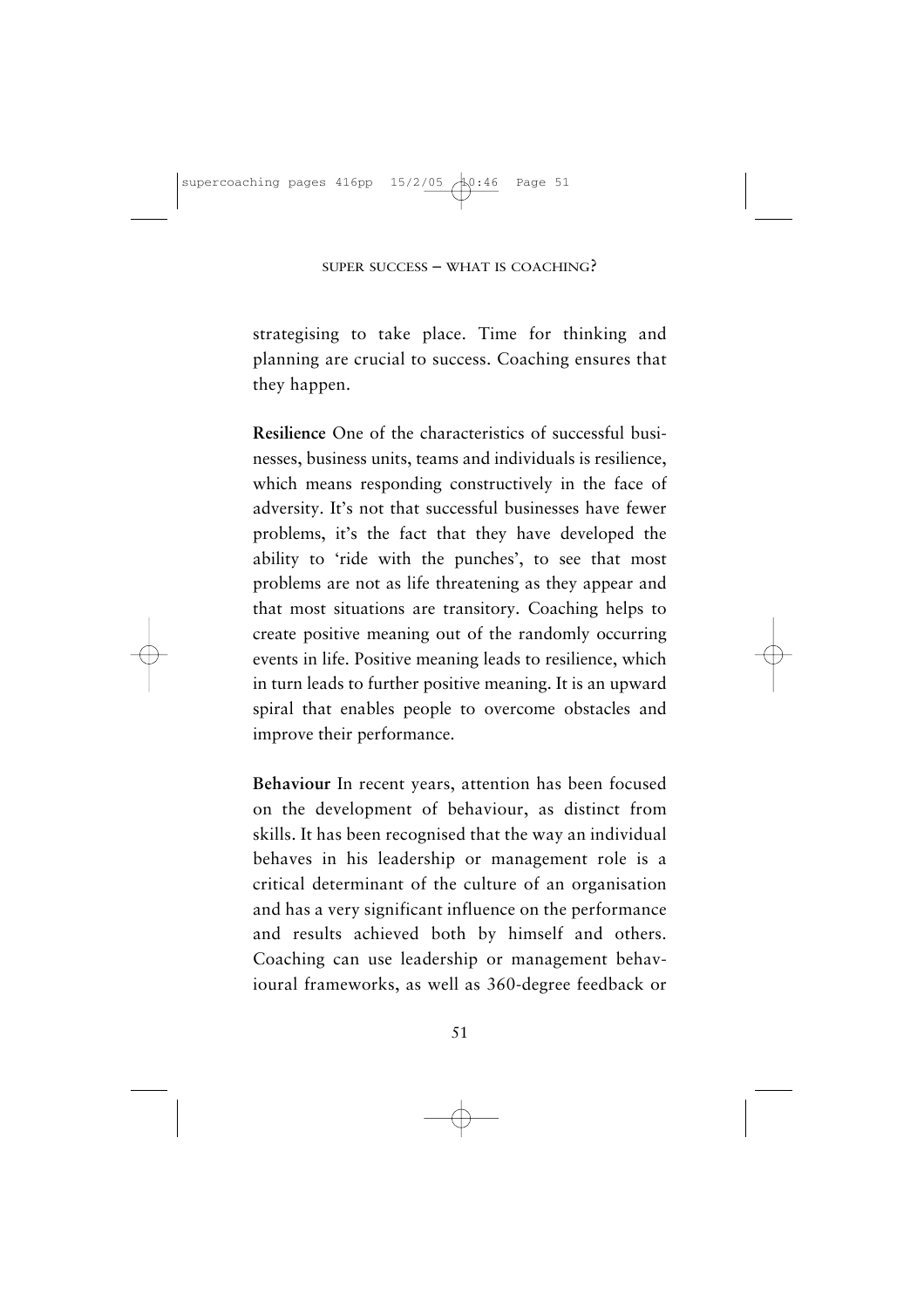strategising to take place. Time for thinking and planning are crucial to success. Coaching ensures that they happen.

**Resilience** One of the characteristics of successful businesses, business units, teams and individuals is resilience, which means responding constructively in the face of adversity. It's not that successful businesses have fewer problems, it's the fact that they have developed the ability to 'ride with the punches', to see that most problems are not as life threatening as they appear and that most situations are transitory. Coaching helps to create positive meaning out of the randomly occurring events in life. Positive meaning leads to resilience, which in turn leads to further positive meaning. It is an upward spiral that enables people to overcome obstacles and improve their performance.

**Behaviour** In recent years, attention has been focused on the development of behaviour, as distinct from skills. It has been recognised that the way an individual behaves in his leadership or management role is a critical determinant of the culture of an organisation and has a very significant influence on the performance and results achieved both by himself and others. Coaching can use leadership or management behavioural frameworks, as well as 360-degree feedback or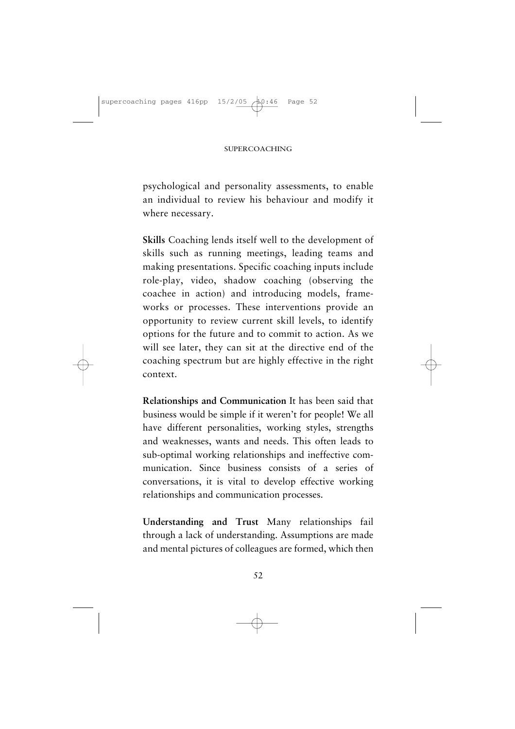psychological and personality assessments, to enable an individual to review his behaviour and modify it where necessary.

**Skills** Coaching lends itself well to the development of skills such as running meetings, leading teams and making presentations. Specific coaching inputs include role-play, video, shadow coaching (observing the coachee in action) and introducing models, frameworks or processes. These interventions provide an opportunity to review current skill levels, to identify options for the future and to commit to action. As we will see later, they can sit at the directive end of the coaching spectrum but are highly effective in the right context.

**Relationships and Communication** It has been said that business would be simple if it weren't for people! We all have different personalities, working styles, strengths and weaknesses, wants and needs. This often leads to sub-optimal working relationships and ineffective communication. Since business consists of a series of conversations, it is vital to develop effective working relationships and communication processes.

**Understanding and Trust** Many relationships fail through a lack of understanding. Assumptions are made and mental pictures of colleagues are formed, which then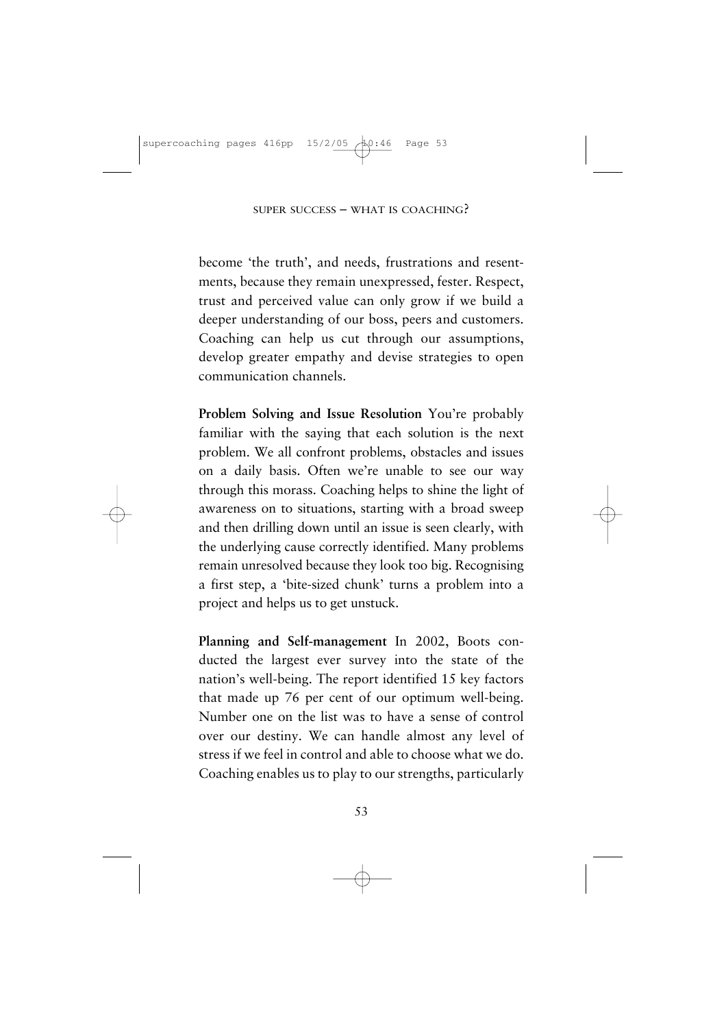become 'the truth', and needs, frustrations and resentments, because they remain unexpressed, fester. Respect, trust and perceived value can only grow if we build a deeper understanding of our boss, peers and customers. Coaching can help us cut through our assumptions, develop greater empathy and devise strategies to open communication channels.

**Problem Solving and Issue Resolution** You're probably familiar with the saying that each solution is the next problem. We all confront problems, obstacles and issues on a daily basis. Often we're unable to see our way through this morass. Coaching helps to shine the light of awareness on to situations, starting with a broad sweep and then drilling down until an issue is seen clearly, with the underlying cause correctly identified. Many problems remain unresolved because they look too big. Recognising a first step, a 'bite-sized chunk' turns a problem into a project and helps us to get unstuck.

**Planning and Self-management** In 2002, Boots conducted the largest ever survey into the state of the nation's well-being. The report identified 15 key factors that made up 76 per cent of our optimum well-being. Number one on the list was to have a sense of control over our destiny. We can handle almost any level of stress if we feel in control and able to choose what we do. Coaching enables us to play to our strengths, particularly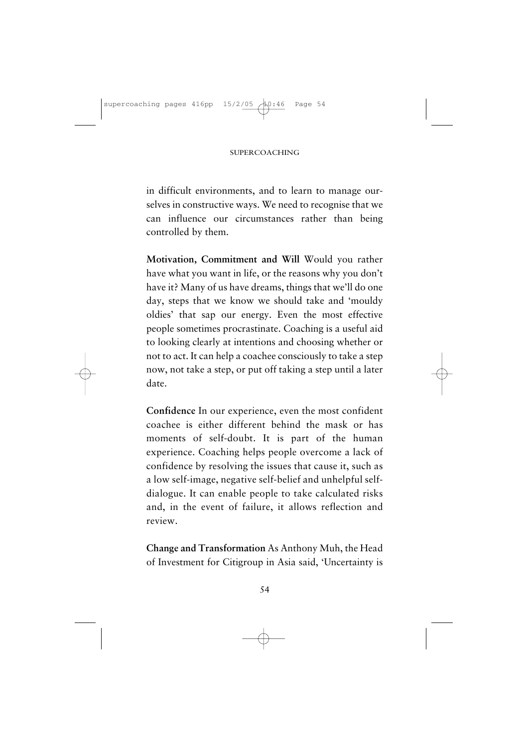in difficult environments, and to learn to manage ourselves in constructive ways. We need to recognise that we can influence our circumstances rather than being controlled by them.

**Motivation, Commitment and Will** Would you rather have what you want in life, or the reasons why you don't have it? Many of us have dreams, things that we'll do one day, steps that we know we should take and 'mouldy oldies' that sap our energy. Even the most effective people sometimes procrastinate. Coaching is a useful aid to looking clearly at intentions and choosing whether or not to act. It can help a coachee consciously to take a step now, not take a step, or put off taking a step until a later date.

**Confidence** In our experience, even the most confident coachee is either different behind the mask or has moments of self-doubt. It is part of the human experience. Coaching helps people overcome a lack of confidence by resolving the issues that cause it, such as a low self-image, negative self-belief and unhelpful self-dialogue. It can enable people to take calculated risks and, in the event of failure, it allows reflection and review.

**Change and Transformation** As Anthony Muh, the Head of Investment for Citigroup in Asia said, 'Uncertainty is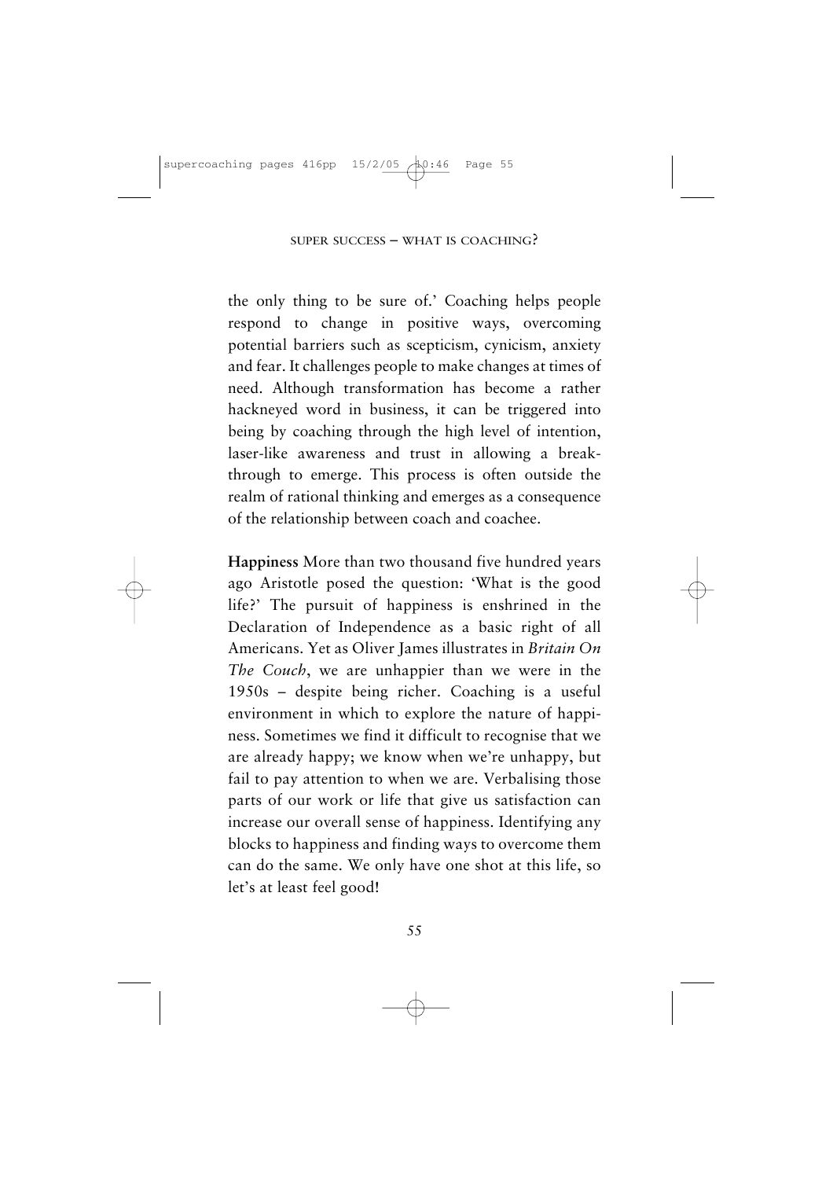the only thing to be sure of.' Coaching helps people respond to change in positive ways, overcoming potential barriers such as scepticism, cynicism, anxiety and fear. It challenges people to make changes at times of need. Although transformation has become a rather hackneyed word in business, it can be triggered into being by coaching through the high level of intention, laser-like awareness and trust in allowing a breakthrough to emerge. This process is often outside the realm of rational thinking and emerges as a consequence of the relationship between coach and coachee.

**Happiness** More than two thousand five hundred years ago Aristotle posed the question: 'What is the good life?' The pursuit of happiness is enshrined in the Declaration of Independence as a basic right of all Americans. Yet as Oliver James illustrates in *Britain On The Couch*, we are unhappier than we were in the 1950s – despite being richer. Coaching is a useful environment in which to explore the nature of happiness. Sometimes we find it difficult to recognise that we are already happy; we know when we're unhappy, but fail to pay attention to when we are. Verbalising those parts of our work or life that give us satisfaction can increase our overall sense of happiness. Identifying any blocks to happiness and finding ways to overcome them can do the same. We only have one shot at this life, so let's at least feel good!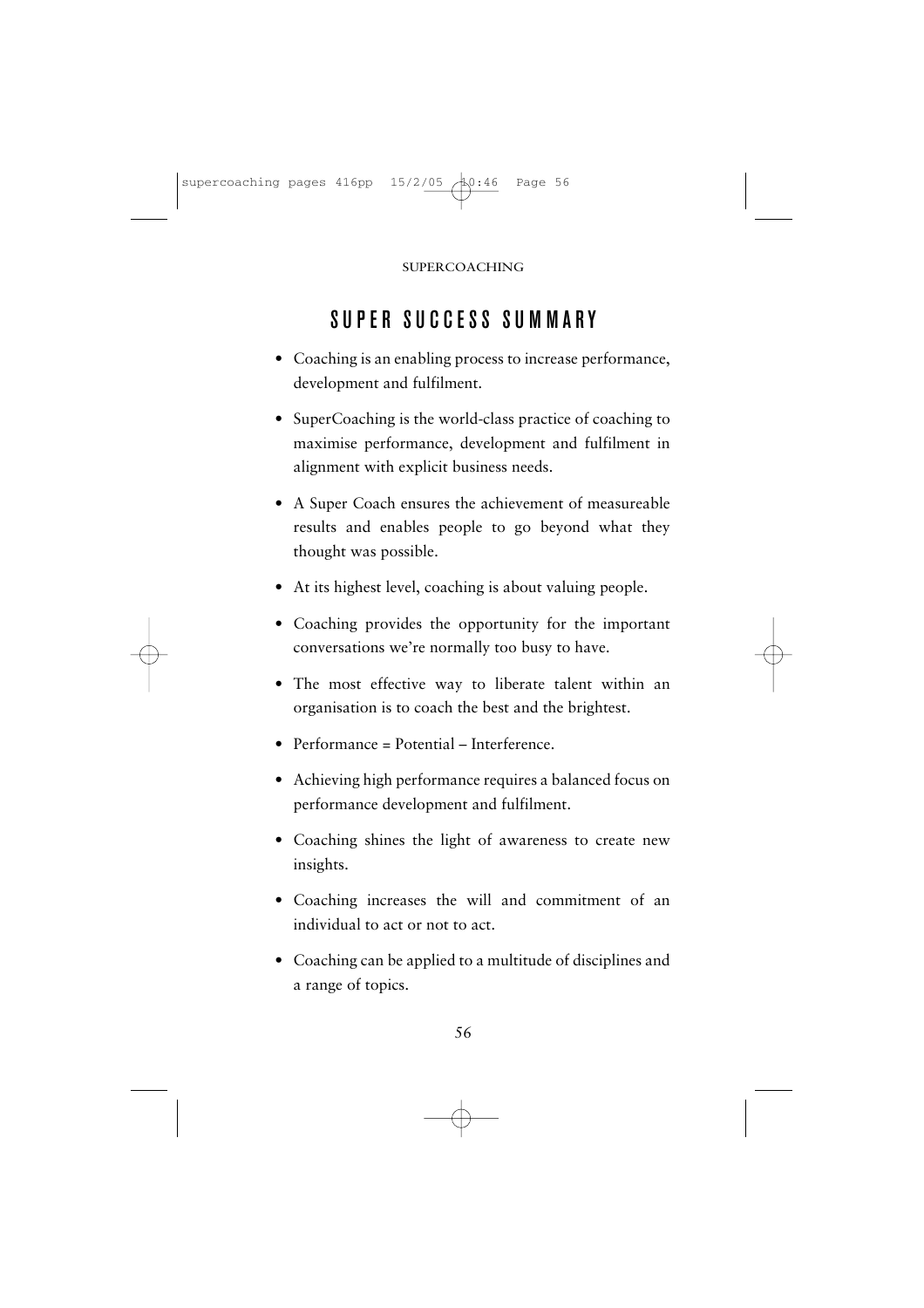## SUPER SUCCESS SUMMARY

- Coaching is an enabling process to increase performance, development and fulfilment.
- SuperCoaching is the world-class practice of coaching to maximise performance, development and fulfilment in alignment with explicit business needs.
- A Super Coach ensures the achievement of measureable results and enables people to go beyond what they thought was possible.
- At its highest level, coaching is about valuing people.
- Coaching provides the opportunity for the important conversations we're normally too busy to have.
- The most effective way to liberate talent within an organisation is to coach the best and the brightest.
- Performance = Potential – Interference.
- Achieving high performance requires a balanced focus on performance development and fulfilment.
- Coaching shines the light of awareness to create new insights.
- Coaching increases the will and commitment of an individual to act or not to act.
- Coaching can be applied to a multitude of disciplines and a range of topics.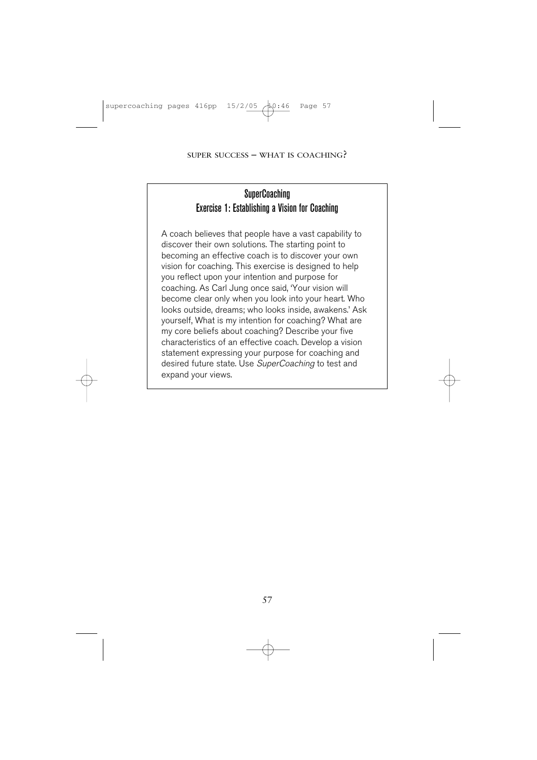## SuperCoaching
### Exercise 1: Establishing a Vision for Coaching

A coach believes that people have a vast capability to discover their own solutions. The starting point to becoming an effective coach is to discover your own vision for coaching. This exercise is designed to help you reflect upon your intention and purpose for coaching. As Carl Jung once said, 'Your vision will become clear only when you look into your heart. Who looks outside, dreams; who looks inside, awakens.' Ask yourself, What is my intention for coaching? What are my core beliefs about coaching? Describe your five characteristics of an effective coach. Develop a vision statement expressing your purpose for coaching and desired future state. Use *SuperCoaching* to test and expand your views.